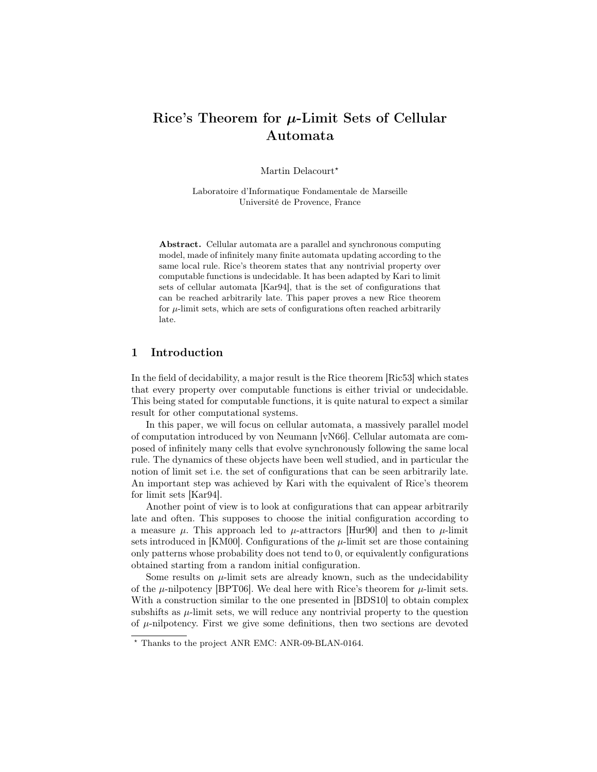# Rice's Theorem for $\mu$-Limit Sets of Cellular Automata

Martin Delacourt*

Laboratoire d'Informatique Fondamentale de Marseille
Université de Provence, France

**Abstract.** Cellular automata are a parallel and synchronous computing model, made of infinitely many finite automata updating according to the same local rule. Rice's theorem states that any nontrivial property over computable functions is undecidable. It has been adapted by Kari to limit sets of cellular automata [Kar94], that is the set of configurations that can be reached arbitrarily late. This paper proves a new Rice theorem for $\mu$-limit sets, which are sets of configurations often reached arbitrarily late.

## 1 Introduction

In the field of decidability, a major result is the Rice theorem [Ric53] which states that every property over computable functions is either trivial or undecidable. This being stated for computable functions, it is quite natural to expect a similar result for other computational systems.

In this paper, we will focus on cellular automata, a massively parallel model of computation introduced by von Neumann [vN66]. Cellular automata are composed of infinitely many cells that evolve synchronously following the same local rule. The dynamics of these objects have been well studied, and in particular the notion of limit set i.e. the set of configurations that can be seen arbitrarily late. An important step was achieved by Kari with the equivalent of Rice's theorem for limit sets [Kar94].

Another point of view is to look at configurations that can appear arbitrarily late and often. This supposes to choose the initial configuration according to a measure $\mu$. This approach led to $\mu$-attractors [Hur90] and then to $\mu$-limit sets introduced in [KM00]. Configurations of the $\mu$-limit set are those containing only patterns whose probability does not tend to 0, or equivalently configurations obtained starting from a random initial configuration.

Some results on $\mu$-limit sets are already known, such as the undecidability of the $\mu$-nilpotency [BPT06]. We deal here with Rice's theorem for $\mu$-limit sets. With a construction similar to the one presented in [BDS10] to obtain complex subshifts as $\mu$-limit sets, we will reduce any nontrivial property to the question of $\mu$-nilpotency. First we give some definitions, then two sections are devoted

---

* Thanks to the project ANR EMC: ANR-09-BLAN-0164.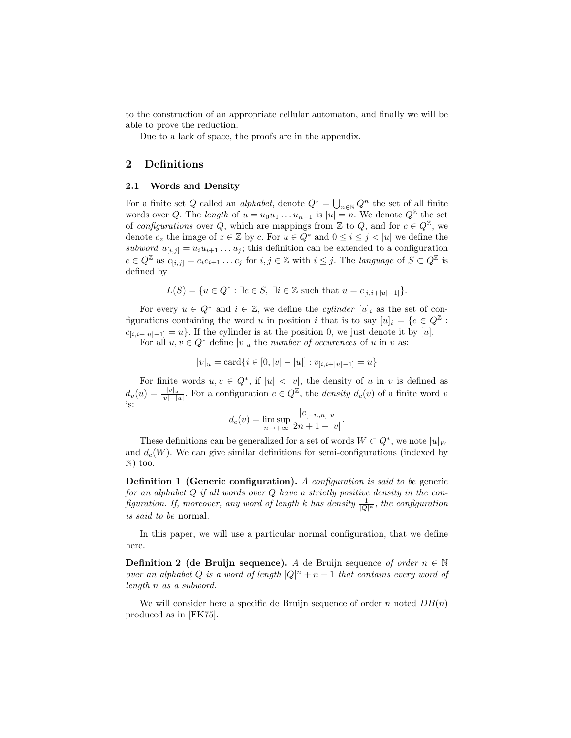to the construction of an appropriate cellular automaton, and finally we will be able to prove the reduction.

Due to a lack of space, the proofs are in the appendix.

## 2 Definitions

### 2.1 Words and Density

For a finite set $Q$ called an *alphabet*, denote $Q^* = \bigcup_{n\in\mathbb{N}} Q^n$ the set of all finite words over $Q$. The *length* of $u = u_0 u_1 \ldots u_{n-1}$ is $|u| = n$. We denote $Q^{\mathbb{Z}}$ the set of *configurations* over $Q$, which are mappings from $\mathbb{Z}$ to $Q$, and for $c \in Q^{\mathbb{Z}}$, we denote $c_z$ the image of $z \in \mathbb{Z}$ by $c$. For $u \in Q^*$ and $0 \leq i \leq j < |u|$ we define the *subword* $u_{[i,j]} = u_i u_{i+1} \ldots u_j$; this definition can be extended to a configuration $c \in Q^{\mathbb{Z}}$ as $c_{[i,j]} = c_i c_{i+1} \ldots c_j$ for $i, j \in \mathbb{Z}$ with $i \leq j$. The *language* of $S \subset Q^{\mathbb{Z}}$ is defined by

$$L(S) = \{u \in Q^* : \exists c \in S,\ \exists i \in \mathbb{Z} \text{ such that } u = c_{[i,i+|u|-1]}\}.$$

For every $u \in Q^*$ and $i \in \mathbb{Z}$, we define the *cylinder* $[u]_i$ as the set of configurations containing the word $u$ in position $i$ that is to say $[u]_i = \{c \in Q^{\mathbb{Z}} : c_{[i,i+|u|-1]} = u\}$. If the cylinder is at the position 0, we just denote it by $[u]$.

For all $u, v \in Q^*$ define $|v|_u$ the *number of occurences* of $u$ in $v$ as:

$$|v|_u = \text{card}\{i \in [0, |v| - |u|] : v_{[i,i+|u|-1]} = u\}$$

For finite words $u, v \in Q^*$, if $|u| < |v|$, the density of $u$ in $v$ is defined as $d_v(u) = \frac{|v|_u}{|v|-|u|}$. For a configuration $c \in Q^{\mathbb{Z}}$, the *density* $d_c(v)$ of a finite word $v$ is:

$$d_c(v) = \limsup_{n\to+\infty} \frac{|c_{[-n,n]}|_v}{2n+1-|v|}.$$

These definitions can be generalized for a set of words $W \subset Q^*$, we note $|u|_W$ and $d_c(W)$. We can give similar definitions for semi-configurations (indexed by $\mathbb{N}$) too.

**Definition 1 (Generic configuration).** *A configuration is said to be* generic *for an alphabet $Q$ if all words over $Q$ have a strictly positive density in the configuration. If, moreover, any word of length $k$ has density $\frac{1}{|Q|^k}$, the configuration is said to be* normal*.*

In this paper, we will use a particular normal configuration, that we define here.

**Definition 2 (de Bruijn sequence).** *A* de Bruijn sequence *of order $n \in \mathbb{N}$ over an alphabet $Q$ is a word of length $|Q|^n + n - 1$ that contains every word of length $n$ as a subword.*

We will consider here a specific de Bruijn sequence of order $n$ noted $DB(n)$ produced as in [FK75].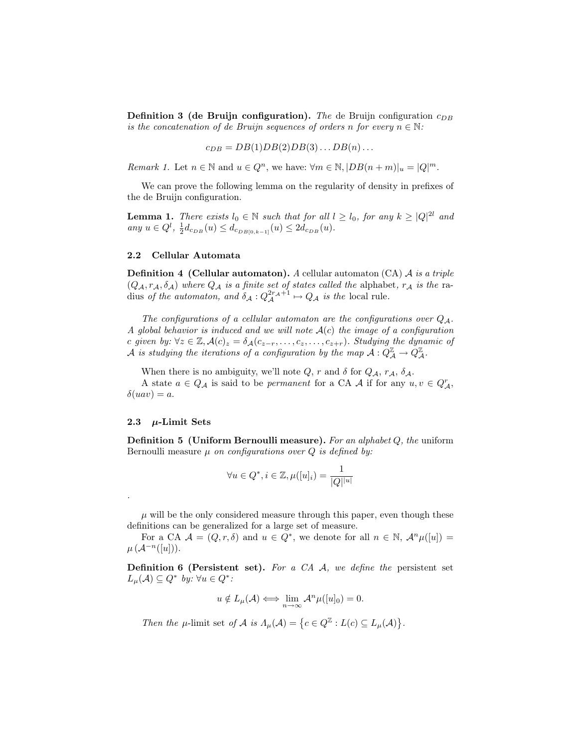**Definition 3 (de Bruijn configuration).** *The* de Bruijn configuration $c_{DB}$ *is the concatenation of de Bruijn sequences of orders $n$ for every $n \in \mathbb{N}$:*

$$c_{DB} = DB(1)DB(2)DB(3)\ldots DB(n)\ldots$$

*Remark 1.* Let $n \in \mathbb{N}$ and $u \in Q^n$, we have: $\forall m \in \mathbb{N}, |DB(n+m)|_u = |Q|^m$.

We can prove the following lemma on the regularity of density in prefixes of the de Bruijn configuration.

**Lemma 1.** *There exists $l_0 \in \mathbb{N}$ such that for all $l \geq l_0$, for any $k \geq |Q|^{2l}$ and any $u \in Q^l$, $\frac{1}{2}d_{c_{DB}}(u) \leq d_{c_{DB[0,k-1]}}(u) \leq 2d_{c_{DB}}(u)$.*

### 2.2 Cellular Automata

**Definition 4 (Cellular automaton).** *A* cellular automaton (CA) $\mathcal{A}$ *is a triple $(Q_\mathcal{A}, r_\mathcal{A}, \delta_\mathcal{A})$ where $Q_\mathcal{A}$ is a finite set of states called the* alphabet, $r_\mathcal{A}$ *is the* radius *of the automaton, and $\delta_\mathcal{A} : Q_\mathcal{A}^{2r_\mathcal{A}+1} \mapsto Q_\mathcal{A}$ is the* local rule.

*The configurations of a cellular automaton are the configurations over $Q_\mathcal{A}$. A global behavior is induced and we will note $\mathcal{A}(c)$ the image of a configuration $c$ given by: $\forall z \in \mathbb{Z}, \mathcal{A}(c)_z = \delta_\mathcal{A}(c_{z-r}, \ldots, c_z, \ldots, c_{z+r})$. Studying the dynamic of $\mathcal{A}$ is studying the iterations of a configuration by the map $\mathcal{A} : Q_\mathcal{A}^\mathbb{Z} \to Q_\mathcal{A}^\mathbb{Z}$.*

When there is no ambiguity, we'll note $Q$, $r$ and $\delta$ for $Q_\mathcal{A}$, $r_\mathcal{A}$, $\delta_\mathcal{A}$.

A state $a \in Q_\mathcal{A}$ is said to be *permanent* for a CA $\mathcal{A}$ if for any $u, v \in Q_\mathcal{A}^r$, $\delta(uav) = a$.

### 2.3 $\mu$-Limit Sets

**Definition 5 (Uniform Bernoulli measure).** *For an alphabet $Q$, the* uniform Bernoulli measure $\mu$ *on configurations over $Q$ is defined by:*

$$\forall u \in Q^*, i \in \mathbb{Z}, \mu([u]_i) = \frac{1}{|Q|^{|u|}}$$

.

$\mu$ will be the only considered measure through this paper, even though these definitions can be generalized for a large set of measure.

For a CA $\mathcal{A} = (Q, r, \delta)$ and $u \in Q^*$, we denote for all $n \in \mathbb{N}$, $\mathcal{A}^n\mu([u]) = \mu\left(\mathcal{A}^{-n}([u])\right)$.

**Definition 6 (Persistent set).** *For a CA $\mathcal{A}$, we define the* persistent set $L_\mu(\mathcal{A}) \subseteq Q^*$ *by: $\forall u \in Q^*$:*

$$u \notin L_\mu(\mathcal{A}) \Longleftrightarrow \lim_{n \to \infty} \mathcal{A}^n\mu([u]_0) = 0.$$

*Then the* $\mu$-limit set *of $\mathcal{A}$ is $\Lambda_\mu(\mathcal{A}) = \left\{c \in Q^\mathbb{Z} : L(c) \subseteq L_\mu(\mathcal{A})\right\}$.*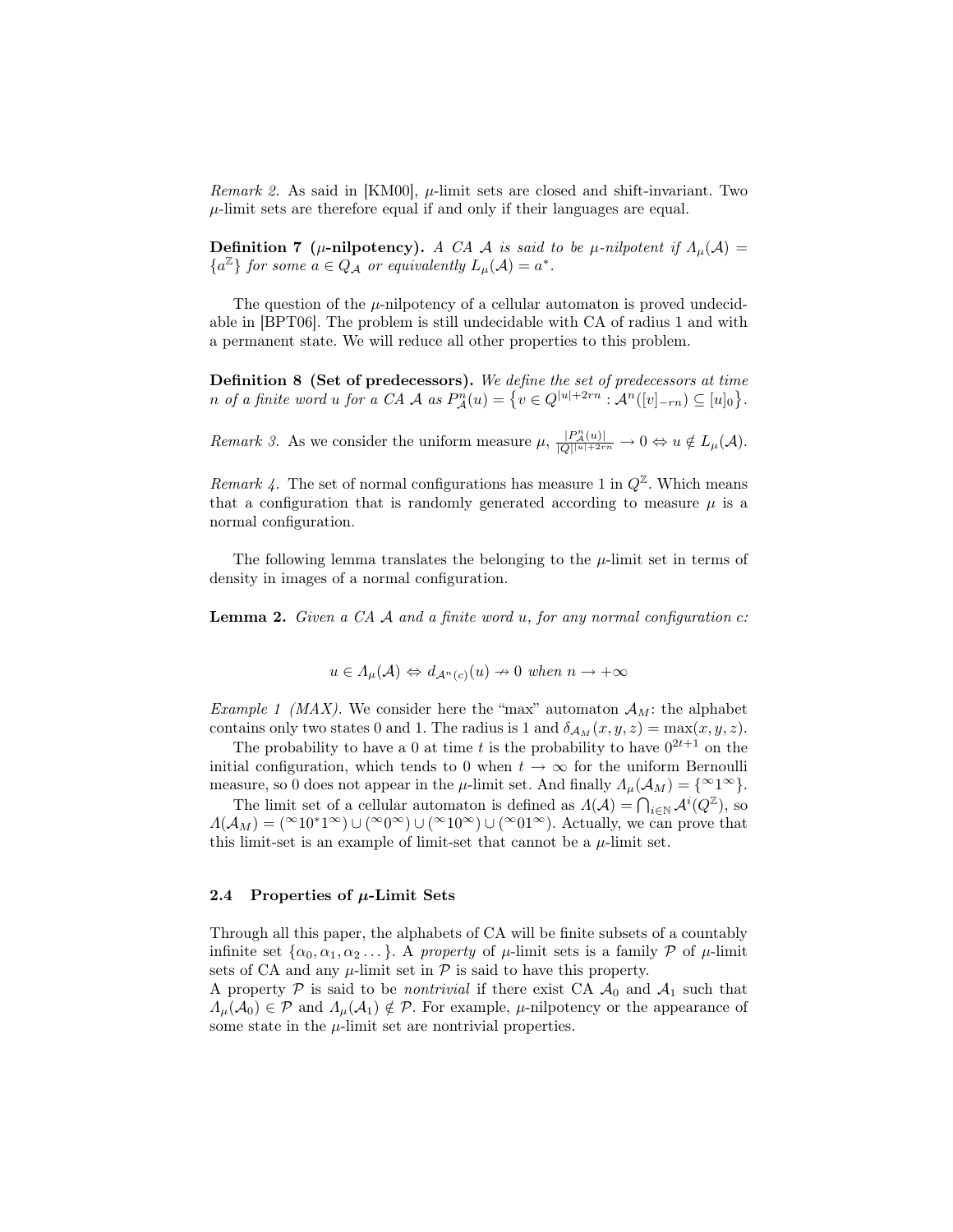*Remark 2.* As said in [KM00], $\mu$-limit sets are closed and shift-invariant. Two $\mu$-limit sets are therefore equal if and only if their languages are equal.

**Definition 7 ($\mu$-nilpotency).** *A CA $\mathcal{A}$ is said to be $\mu$-nilpotent if $\Lambda_\mu(\mathcal{A}) = \{a^{\mathbb{Z}}\}$ for some $a \in Q_{\mathcal{A}}$ or equivalently $L_\mu(\mathcal{A}) = a^*$.*

The question of the $\mu$-nilpotency of a cellular automaton is proved undecidable in [BPT06]. The problem is still undecidable with CA of radius 1 and with a permanent state. We will reduce all other properties to this problem.

**Definition 8 (Set of predecessors).** *We define the set of predecessors at time $n$ of a finite word $u$ for a CA $\mathcal{A}$ as $P^n_{\mathcal{A}}(u) = \left\{v \in Q^{|u|+2rn} : \mathcal{A}^n([v]_{-rn}) \subseteq [u]_0\right\}$.*

*Remark 3.* As we consider the uniform measure $\mu$, $\frac{|P^n_{\mathcal{A}}(u)|}{|Q|^{|u|+2rn}} \to 0 \Leftrightarrow u \notin L_\mu(\mathcal{A})$.

*Remark 4.* The set of normal configurations has measure 1 in $Q^{\mathbb{Z}}$. Which means that a configuration that is randomly generated according to measure $\mu$ is a normal configuration.

The following lemma translates the belonging to the $\mu$-limit set in terms of density in images of a normal configuration.

**Lemma 2.** *Given a CA $\mathcal{A}$ and a finite word $u$, for any normal configuration $c$:*

$$u \in \Lambda_\mu(\mathcal{A}) \Leftrightarrow d_{\mathcal{A}^n(c)}(u) \nrightarrow 0 \text{ when } n \to +\infty$$

*Example 1 (MAX).* We consider here the "max" automaton $\mathcal{A}_M$: the alphabet contains only two states 0 and 1. The radius is 1 and $\delta_{\mathcal{A}_M}(x, y, z) = \max(x, y, z)$.

The probability to have a 0 at time $t$ is the probability to have $0^{2t+1}$ on the initial configuration, which tends to 0 when $t \to \infty$ for the uniform Bernoulli measure, so 0 does not appear in the $\mu$-limit set. And finally $\Lambda_\mu(\mathcal{A}_M) = \{^\infty 1^\infty\}$.

The limit set of a cellular automaton is defined as $\Lambda(\mathcal{A}) = \bigcap_{i \in \mathbb{N}} \mathcal{A}^i(Q^{\mathbb{Z}})$, so $\Lambda(\mathcal{A}_M) = (^\infty 10^* 1^\infty) \cup (^\infty 0^\infty) \cup (^\infty 10^\infty) \cup (^\infty 01^\infty)$. Actually, we can prove that this limit-set is an example of limit-set that cannot be a $\mu$-limit set.

### 2.4 Properties of $\mu$-Limit Sets

Through all this paper, the alphabets of CA will be finite subsets of a countably infinite set $\{\alpha_0, \alpha_1, \alpha_2 \dots\}$. A *property* of $\mu$-limit sets is a family $\mathcal{P}$ of $\mu$-limit sets of CA and any $\mu$-limit set in $\mathcal{P}$ is said to have this property.
A property $\mathcal{P}$ is said to be *nontrivial* if there exist CA $\mathcal{A}_0$ and $\mathcal{A}_1$ such that $\Lambda_\mu(\mathcal{A}_0) \in \mathcal{P}$ and $\Lambda_\mu(\mathcal{A}_1) \notin \mathcal{P}$. For example, $\mu$-nilpotency or the appearance of some state in the $\mu$-limit set are nontrivial properties.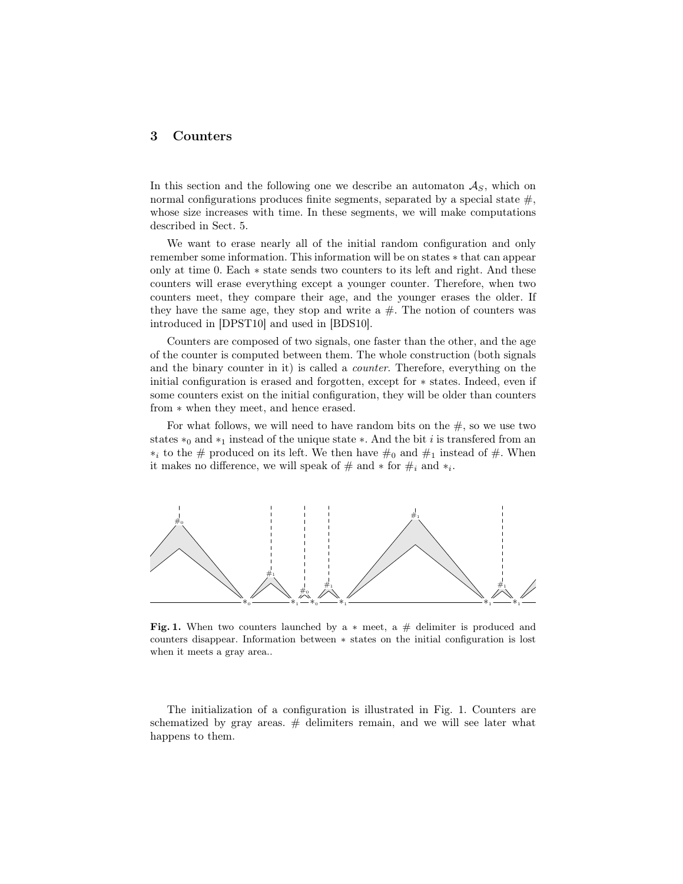## 3 Counters

In this section and the following one we describe an automaton $\mathcal{A}_S$, which on normal configurations produces finite segments, separated by a special state $\#$, whose size increases with time. In these segments, we will make computations described in Sect. 5.

We want to erase nearly all of the initial random configuration and only remember some information. This information will be on states $*$ that can appear only at time 0. Each $*$ state sends two counters to its left and right. And these counters will erase everything except a younger counter. Therefore, when two counters meet, they compare their age, and the younger erases the older. If they have the same age, they stop and write a $\#$. The notion of counters was introduced in [DPST10] and used in [BDS10].

Counters are composed of two signals, one faster than the other, and the age of the counter is computed between them. The whole construction (both signals and the binary counter in it) is called a *counter*. Therefore, everything on the initial configuration is erased and forgotten, except for $*$ states. Indeed, even if some counters exist on the initial configuration, they will be older than counters from $*$ when they meet, and hence erased.

For what follows, we will need to have random bits on the $\#$, so we use two states $*_0$ and $*_1$ instead of the unique state $*$. And the bit $i$ is transfered from an $*_i$ to the $\#$ produced on its left. We then have $\#_0$ and $\#_1$ instead of $\#$. When it makes no difference, we will speak of $\#$ and $*$ for $\#_i$ and $*_i$.

**Fig. 1.** When two counters launched by a $*$ meet, a $\#$ delimiter is produced and counters disappear. Information between $*$ states on the initial configuration is lost when it meets a gray area..

The initialization of a configuration is illustrated in Fig. 1. Counters are schematized by gray areas. $\#$ delimiters remain, and we will see later what happens to them.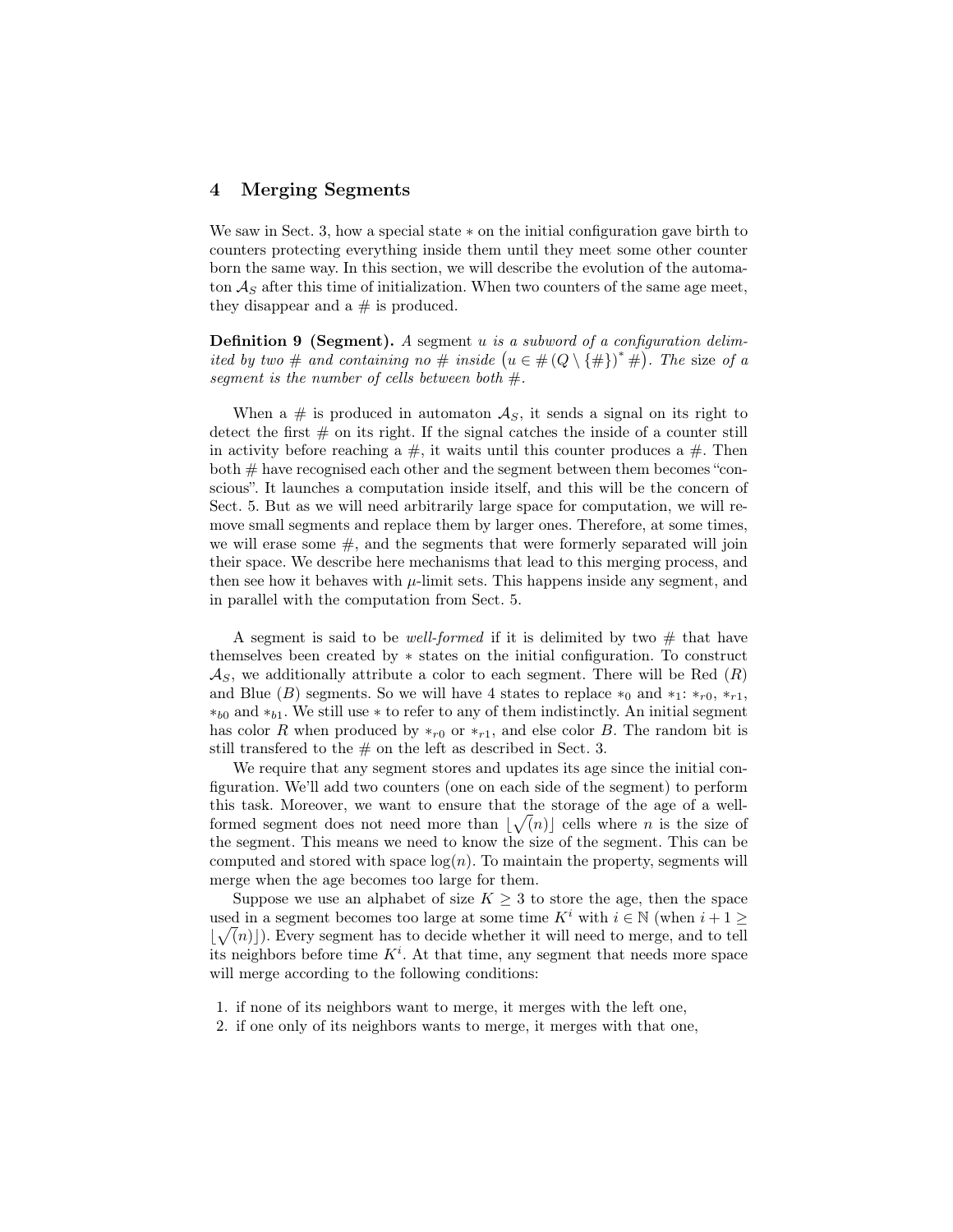## 4 Merging Segments

We saw in Sect. 3, how a special state $*$ on the initial configuration gave birth to counters protecting everything inside them until they meet some other counter born the same way. In this section, we will describe the evolution of the automaton $\mathcal{A}_S$ after this time of initialization. When two counters of the same age meet, they disappear and a # is produced.

**Definition 9 (Segment).** *A* segment *$u$ is a subword of a configuration delimited by two # and containing no # inside $\left(u \in \#\left(Q \setminus \{\#\}\right)^* \#\right)$. The* size *of a segment is the number of cells between both #.*

When a # is produced in automaton $\mathcal{A}_S$, it sends a signal on its right to detect the first # on its right. If the signal catches the inside of a counter still in activity before reaching a #, it waits until this counter produces a #. Then both # have recognised each other and the segment between them becomes "conscious". It launches a computation inside itself, and this will be the concern of Sect. 5. But as we will need arbitrarily large space for computation, we will remove small segments and replace them by larger ones. Therefore, at some times, we will erase some #, and the segments that were formerly separated will join their space. We describe here mechanisms that lead to this merging process, and then see how it behaves with $\mu$-limit sets. This happens inside any segment, and in parallel with the computation from Sect. 5.

A segment is said to be *well-formed* if it is delimited by two # that have themselves been created by $*$ states on the initial configuration. To construct $\mathcal{A}_S$, we additionally attribute a color to each segment. There will be Red ($R$) and Blue ($B$) segments. So we will have 4 states to replace $*_0$ and $*_1$: $*_{r0}$, $*_{r1}$, $*_{b0}$ and $*_{b1}$. We still use $*$ to refer to any of them indistinctly. An initial segment has color $R$ when produced by $*_{r0}$ or $*_{r1}$, and else color $B$. The random bit is still transfered to the # on the left as described in Sect. 3.

We require that any segment stores and updates its age since the initial configuration. We'll add two counters (one on each side of the segment) to perform this task. Moreover, we want to ensure that the storage of the age of a well-formed segment does not need more than $\lfloor\sqrt(n)\rfloor$ cells where $n$ is the size of the segment. This means we need to know the size of the segment. This can be computed and stored with space $\log(n)$. To maintain the property, segments will merge when the age becomes too large for them.

Suppose we use an alphabet of size $K \geq 3$ to store the age, then the space used in a segment becomes too large at some time $K^i$ with $i \in \mathbb{N}$ (when $i+1 \geq \lfloor\sqrt(n)\rfloor$). Every segment has to decide whether it will need to merge, and to tell its neighbors before time $K^i$. At that time, any segment that needs more space will merge according to the following conditions:

1. if none of its neighbors want to merge, it merges with the left one,
2. if one only of its neighbors wants to merge, it merges with that one,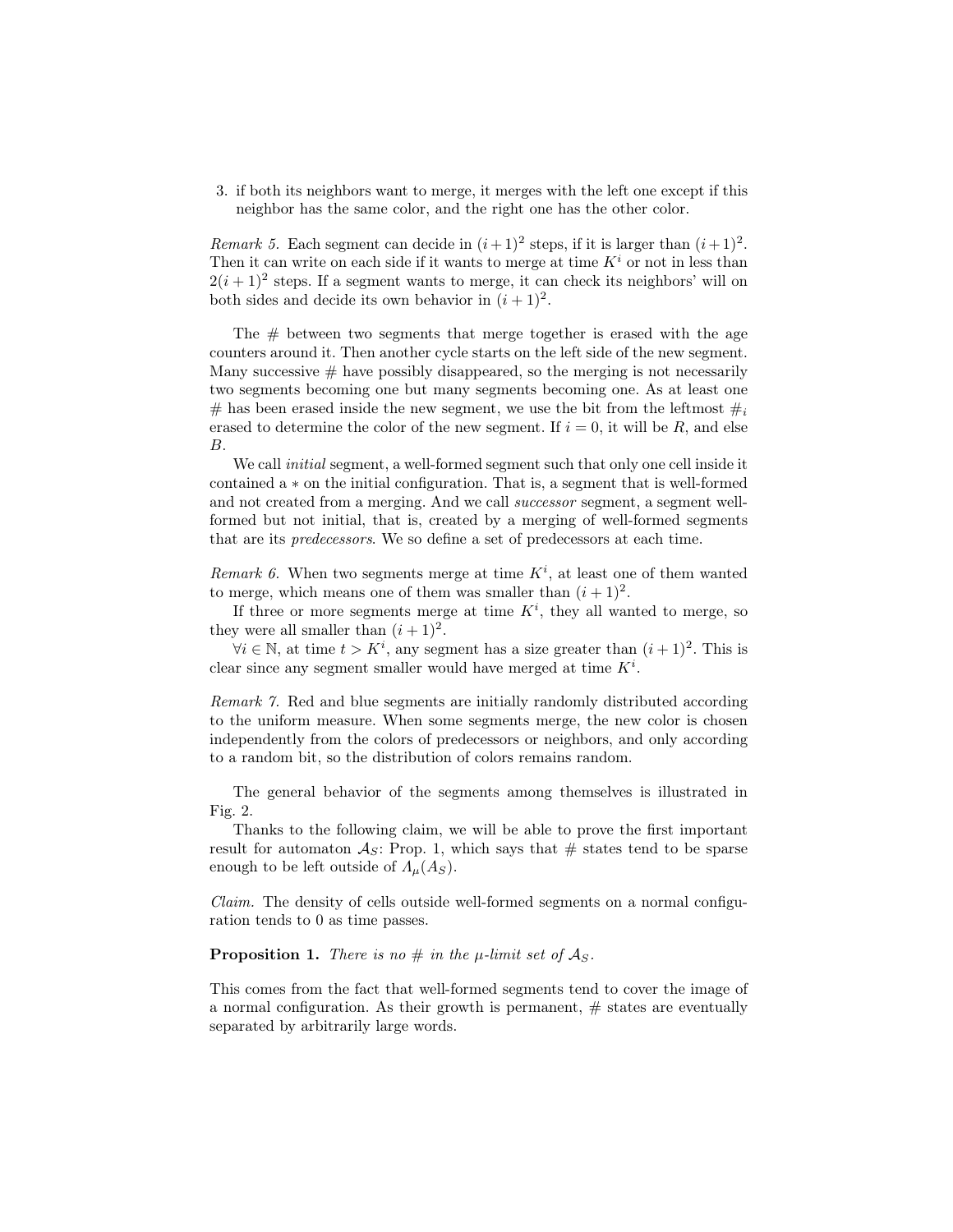3. if both its neighbors want to merge, it merges with the left one except if this neighbor has the same color, and the right one has the other color.

*Remark 5.* Each segment can decide in $(i+1)^2$ steps, if it is larger than $(i+1)^2$. Then it can write on each side if it wants to merge at time $K^i$ or not in less than $2(i+1)^2$ steps. If a segment wants to merge, it can check its neighbors' will on both sides and decide its own behavior in $(i+1)^2$.

The # between two segments that merge together is erased with the age counters around it. Then another cycle starts on the left side of the new segment. Many successive # have possibly disappeared, so the merging is not necessarily two segments becoming one but many segments becoming one. As at least one # has been erased inside the new segment, we use the bit from the leftmost $\#_i$ erased to determine the color of the new segment. If $i = 0$, it will be $R$, and else $B$.

We call *initial* segment, a well-formed segment such that only one cell inside it contained a $*$ on the initial configuration. That is, a segment that is well-formed and not created from a merging. And we call *successor* segment, a segment well-formed but not initial, that is, created by a merging of well-formed segments that are its *predecessors*. We so define a set of predecessors at each time.

*Remark 6.* When two segments merge at time $K^i$, at least one of them wanted to merge, which means one of them was smaller than $(i+1)^2$.

If three or more segments merge at time $K^i$, they all wanted to merge, so they were all smaller than $(i+1)^2$.

$\forall i \in \mathbb{N}$, at time $t > K^i$, any segment has a size greater than $(i+1)^2$. This is clear since any segment smaller would have merged at time $K^i$.

*Remark 7.* Red and blue segments are initially randomly distributed according to the uniform measure. When some segments merge, the new color is chosen independently from the colors of predecessors or neighbors, and only according to a random bit, so the distribution of colors remains random.

The general behavior of the segments among themselves is illustrated in Fig. 2.

Thanks to the following claim, we will be able to prove the first important result for automaton $\mathcal{A}_S$: Prop. 1, which says that # states tend to be sparse enough to be left outside of $\Lambda_\mu(\mathcal{A}_S)$.

*Claim.* The density of cells outside well-formed segments on a normal configuration tends to 0 as time passes.

**Proposition 1.** *There is no # in the $\mu$-limit set of $\mathcal{A}_S$.*

This comes from the fact that well-formed segments tend to cover the image of a normal configuration. As their growth is permanent, # states are eventually separated by arbitrarily large words.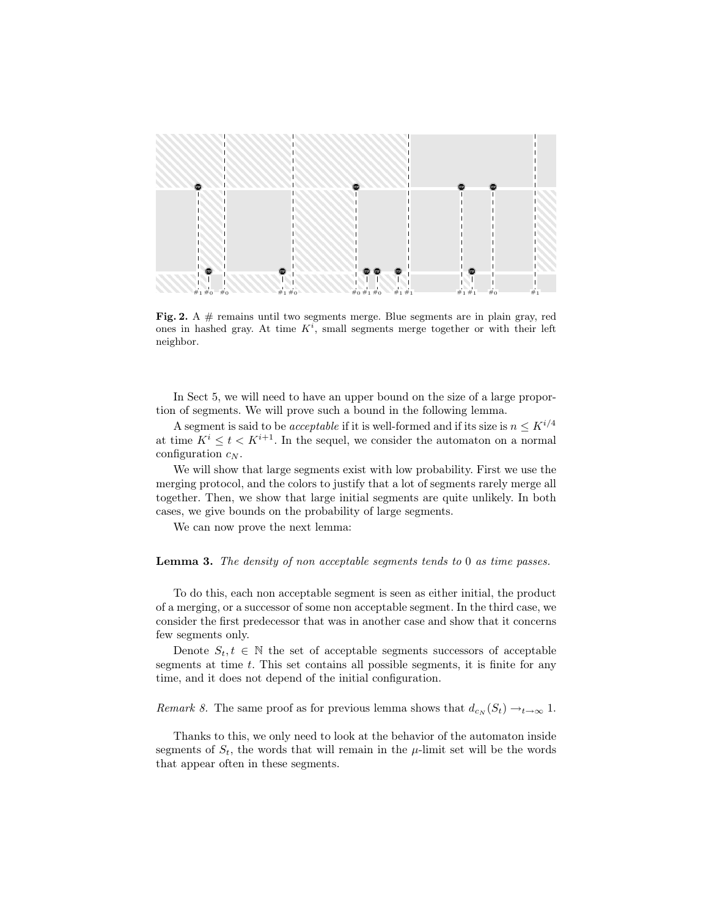**Fig. 2.** A # remains until two segments merge. Blue segments are in plain gray, red ones in hashed gray. At time $K^i$, small segments merge together or with their left neighbor.

In Sect 5, we will need to have an upper bound on the size of a large proportion of segments. We will prove such a bound in the following lemma.

A segment is said to be *acceptable* if it is well-formed and if its size is $n \leq K^{i/4}$ at time $K^i \leq t < K^{i+1}$. In the sequel, we consider the automaton on a normal configuration $c_N$.

We will show that large segments exist with low probability. First we use the merging protocol, and the colors to justify that a lot of segments rarely merge all together. Then, we show that large initial segments are quite unlikely. In both cases, we give bounds on the probability of large segments.

We can now prove the next lemma:

**Lemma 3.** *The density of non acceptable segments tends to* 0 *as time passes.*

To do this, each non acceptable segment is seen as either initial, the product of a merging, or a successor of some non acceptable segment. In the third case, we consider the first predecessor that was in another case and show that it concerns few segments only.

Denote $S_t, t \in \mathbb{N}$ the set of acceptable segments successors of acceptable segments at time $t$. This set contains all possible segments, it is finite for any time, and it does not depend of the initial configuration.

*Remark 8.* The same proof as for previous lemma shows that $d_{c_N}(S_t) \to_{t\to\infty} 1$.

Thanks to this, we only need to look at the behavior of the automaton inside segments of $S_t$, the words that will remain in the $\mu$-limit set will be the words that appear often in these segments.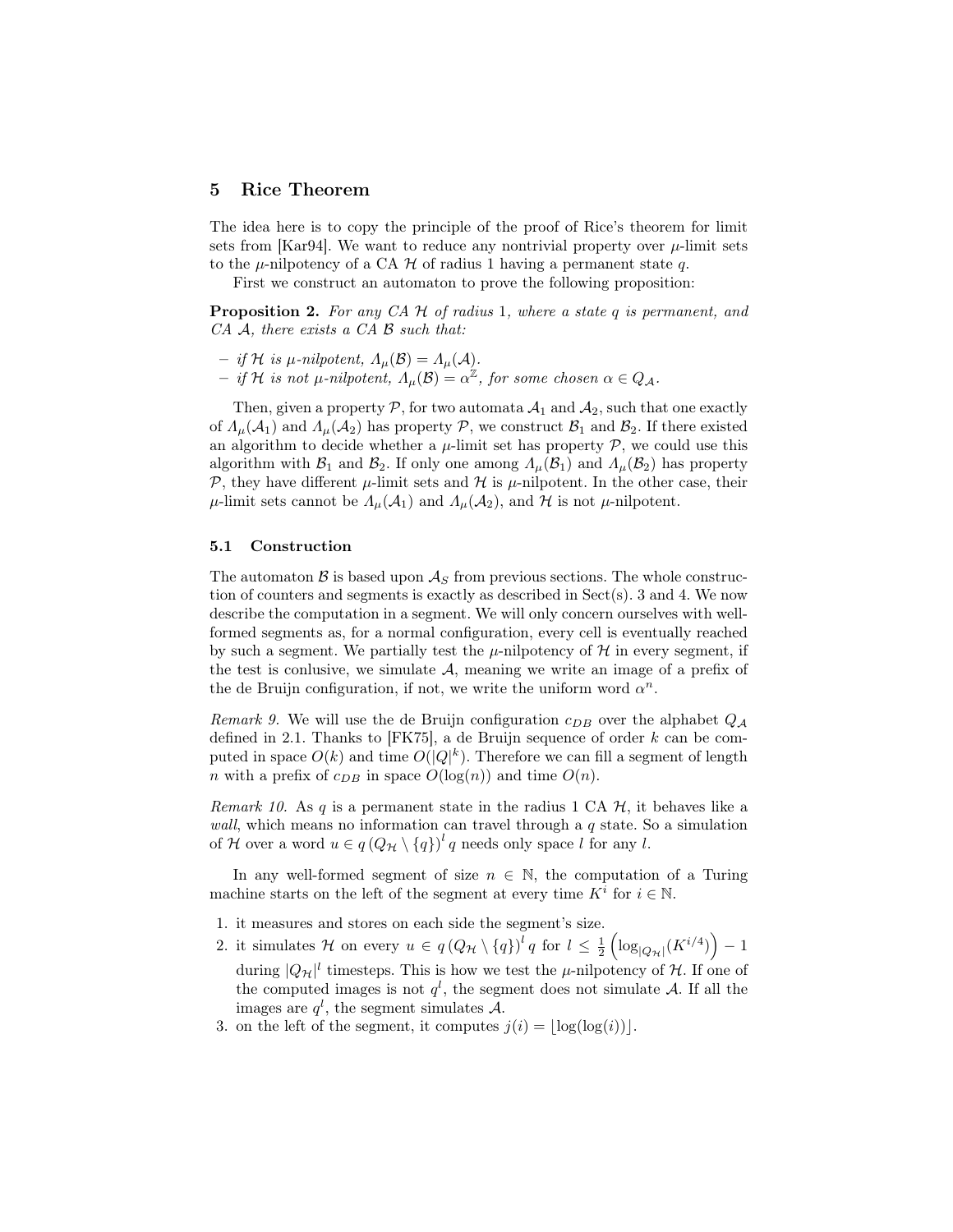## 5 Rice Theorem

The idea here is to copy the principle of the proof of Rice's theorem for limit sets from [Kar94]. We want to reduce any nontrivial property over $\mu$-limit sets to the $\mu$-nilpotency of a CA $\mathcal{H}$ of radius 1 having a permanent state $q$.

First we construct an automaton to prove the following proposition:

**Proposition 2.** *For any CA $\mathcal{H}$ of radius 1, where a state $q$ is permanent, and CA $\mathcal{A}$, there exists a CA $\mathcal{B}$ such that:*

- *if $\mathcal{H}$ is $\mu$-nilpotent, $\Lambda_\mu(\mathcal{B}) = \Lambda_\mu(\mathcal{A})$.*
- *if $\mathcal{H}$ is not $\mu$-nilpotent, $\Lambda_\mu(\mathcal{B}) = \alpha^{\mathbb{Z}}$, for some chosen $\alpha \in Q_\mathcal{A}$.*

Then, given a property $\mathcal{P}$, for two automata $\mathcal{A}_1$ and $\mathcal{A}_2$, such that one exactly of $\Lambda_\mu(\mathcal{A}_1)$ and $\Lambda_\mu(\mathcal{A}_2)$ has property $\mathcal{P}$, we construct $\mathcal{B}_1$ and $\mathcal{B}_2$. If there existed an algorithm to decide whether a $\mu$-limit set has property $\mathcal{P}$, we could use this algorithm with $\mathcal{B}_1$ and $\mathcal{B}_2$. If only one among $\Lambda_\mu(\mathcal{B}_1)$ and $\Lambda_\mu(\mathcal{B}_2)$ has property $\mathcal{P}$, they have different $\mu$-limit sets and $\mathcal{H}$ is $\mu$-nilpotent. In the other case, their $\mu$-limit sets cannot be $\Lambda_\mu(\mathcal{A}_1)$ and $\Lambda_\mu(\mathcal{A}_2)$, and $\mathcal{H}$ is not $\mu$-nilpotent.

### 5.1 Construction

The automaton $\mathcal{B}$ is based upon $\mathcal{A}_S$ from previous sections. The whole construction of counters and segments is exactly as described in Sect(s). 3 and 4. We now describe the computation in a segment. We will only concern ourselves with well-formed segments as, for a normal configuration, every cell is eventually reached by such a segment. We partially test the $\mu$-nilpotency of $\mathcal{H}$ in every segment, if the test is conlusive, we simulate $\mathcal{A}$, meaning we write an image of a prefix of the de Bruijn configuration, if not, we write the uniform word $\alpha^n$.

*Remark 9.* We will use the de Bruijn configuration $c_{DB}$ over the alphabet $Q_\mathcal{A}$ defined in 2.1. Thanks to [FK75], a de Bruijn sequence of order $k$ can be computed in space $O(k)$ and time $O(|Q|^k)$. Therefore we can fill a segment of length $n$ with a prefix of $c_{DB}$ in space $O(\log(n))$ and time $O(n)$.

*Remark 10.* As $q$ is a permanent state in the radius 1 CA $\mathcal{H}$, it behaves like a *wall*, which means no information can travel through a $q$ state. So a simulation of $\mathcal{H}$ over a word $u \in q\left(Q_\mathcal{H} \setminus \{q\}\right)^l q$ needs only space $l$ for any $l$.

In any well-formed segment of size $n \in \mathbb{N}$, the computation of a Turing machine starts on the left of the segment at every time $K^i$ for $i \in \mathbb{N}$.

1. it measures and stores on each side the segment's size.
2. it simulates $\mathcal{H}$ on every $u \in q\left(Q_\mathcal{H} \setminus \{q\}\right)^l q$ for $l \leq \frac{1}{2}\left(\log_{|Q_\mathcal{H}|}(K^{i/4})\right) - 1$ during $|Q_\mathcal{H}|^l$ timesteps. This is how we test the $\mu$-nilpotency of $\mathcal{H}$. If one of the computed images is not $q^l$, the segment does not simulate $\mathcal{A}$. If all the images are $q^l$, the segment simulates $\mathcal{A}$.
3. on the left of the segment, it computes $j(i) = \lfloor \log(\log(i)) \rfloor$.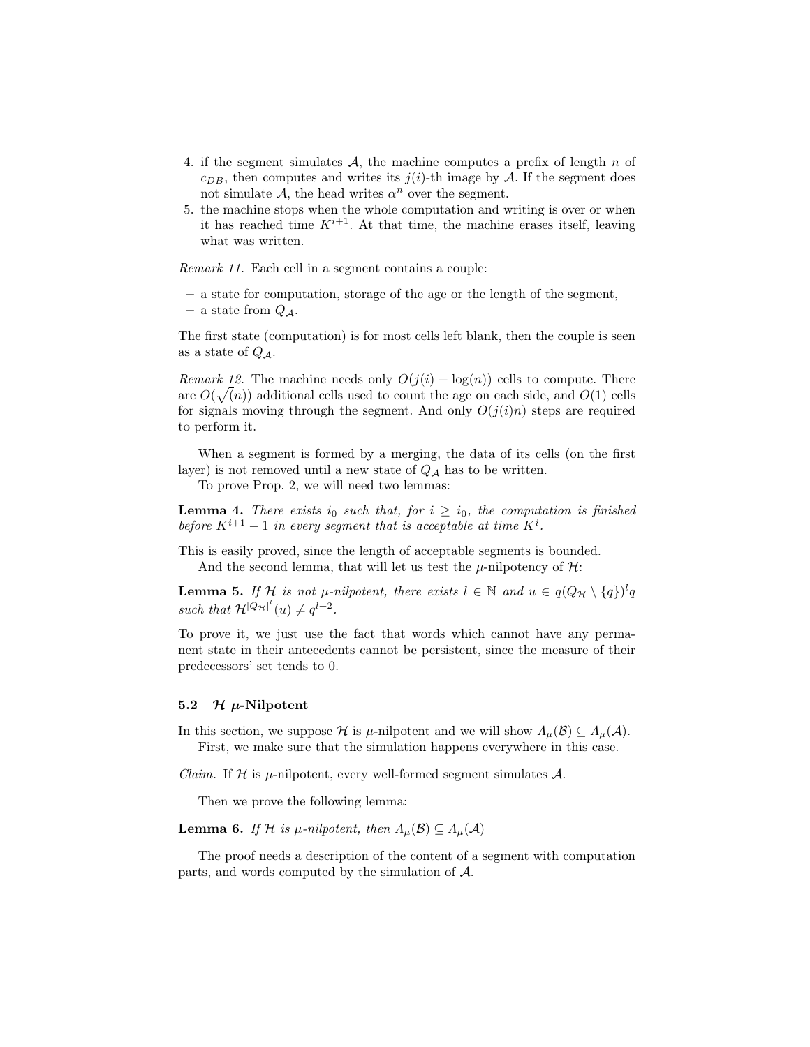4. if the segment simulates $\mathcal{A}$, the machine computes a prefix of length $n$ of $c_{DB}$, then computes and writes its $j(i)$-th image by $\mathcal{A}$. If the segment does not simulate $\mathcal{A}$, the head writes $\alpha^n$ over the segment.
5. the machine stops when the whole computation and writing is over or when it has reached time $K^{i+1}$. At that time, the machine erases itself, leaving what was written.

*Remark 11.* Each cell in a segment contains a couple:

- a state for computation, storage of the age or the length of the segment,
- a state from $Q_{\mathcal{A}}$.

The first state (computation) is for most cells left blank, then the couple is seen as a state of $Q_{\mathcal{A}}$.

*Remark 12.* The machine needs only $O(j(i) + \log(n))$ cells to compute. There are $O(\sqrt{(}n))$ additional cells used to count the age on each side, and $O(1)$ cells for signals moving through the segment. And only $O(j(i)n)$ steps are required to perform it.

When a segment is formed by a merging, the data of its cells (on the first layer) is not removed until a new state of $Q_{\mathcal{A}}$ has to be written.

To prove Prop. 2, we will need two lemmas:

**Lemma 4.** *There exists $i_0$ such that, for $i \geq i_0$, the computation is finished before $K^{i+1} - 1$ in every segment that is acceptable at time $K^i$.*

This is easily proved, since the length of acceptable segments is bounded.

And the second lemma, that will let us test the $\mu$-nilpotency of $\mathcal{H}$:

**Lemma 5.** *If $\mathcal{H}$ is not $\mu$-nilpotent, there exists $l \in \mathbb{N}$ and $u \in q(Q_{\mathcal{H}} \setminus \{q\})^l q$ such that $\mathcal{H}^{|Q_{\mathcal{H}}|^l}(u) \neq q^{l+2}$.*

To prove it, we just use the fact that words which cannot have any permanent state in their antecedents cannot be persistent, since the measure of their predecessors' set tends to 0.

### 5.2 $\mathcal{H}$ $\mu$-Nilpotent

In this section, we suppose $\mathcal{H}$ is $\mu$-nilpotent and we will show $\Lambda_\mu(\mathcal{B}) \subseteq \Lambda_\mu(\mathcal{A})$.

First, we make sure that the simulation happens everywhere in this case.

*Claim.* If $\mathcal{H}$ is $\mu$-nilpotent, every well-formed segment simulates $\mathcal{A}$.

Then we prove the following lemma:

**Lemma 6.** *If $\mathcal{H}$ is $\mu$-nilpotent, then $\Lambda_\mu(\mathcal{B}) \subseteq \Lambda_\mu(\mathcal{A})$*

The proof needs a description of the content of a segment with computation parts, and words computed by the simulation of $\mathcal{A}$.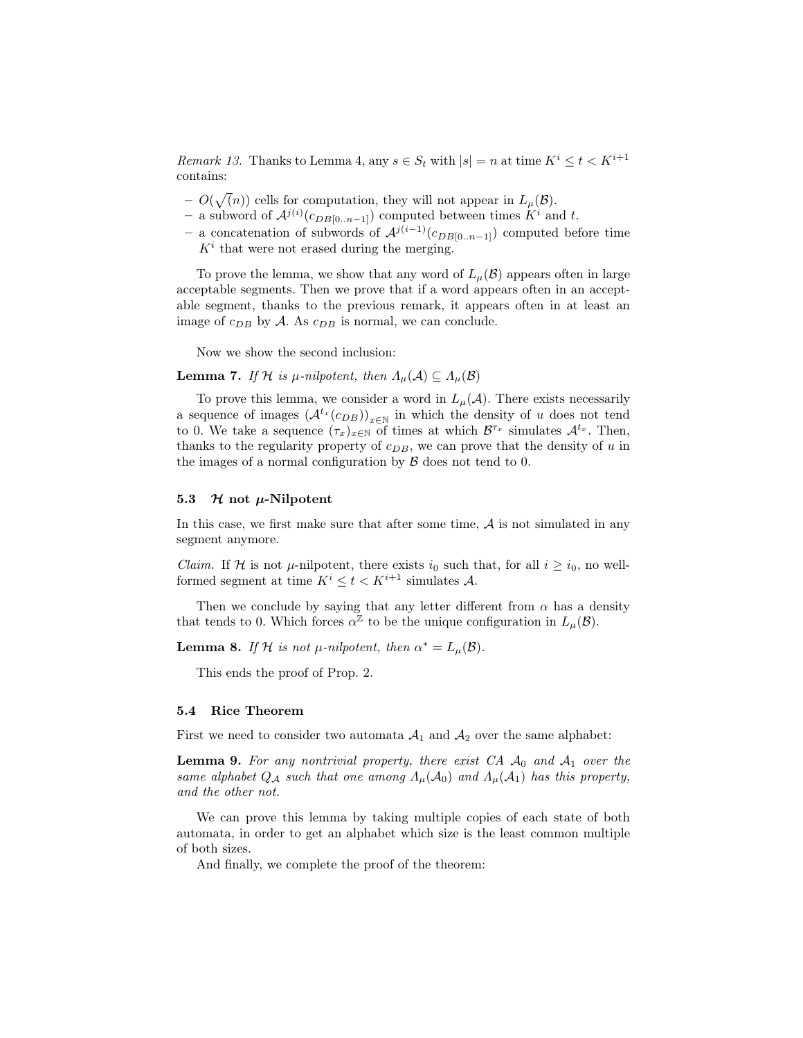*Remark 13.* Thanks to Lemma 4, any $s \in S_t$ with $|s| = n$ at time $K^i \leq t < K^{i+1}$ contains:

- $O(\sqrt(n))$ cells for computation, they will not appear in $L_\mu(\mathcal{B})$.
- a subword of $\mathcal{A}^{j(i)}(c_{DB[0..n-1]})$ computed between times $K^i$ and $t$.
- a concatenation of subwords of $\mathcal{A}^{j(i-1)}(c_{DB[0..n-1]})$ computed before time $K^i$ that were not erased during the merging.

To prove the lemma, we show that any word of $L_\mu(\mathcal{B})$ appears often in large acceptable segments. Then we prove that if a word appears often in an acceptable segment, thanks to the previous remark, it appears often in at least an image of $c_{DB}$ by $\mathcal{A}$. As $c_{DB}$ is normal, we can conclude.

Now we show the second inclusion:

**Lemma 7.** *If $\mathcal{H}$ is $\mu$-nilpotent, then $\Lambda_\mu(\mathcal{A}) \subseteq \Lambda_\mu(\mathcal{B})$*

To prove this lemma, we consider a word in $L_\mu(\mathcal{A})$. There exists necessarily a sequence of images $(\mathcal{A}^{t_x}(c_{DB}))_{x\in\mathbb{N}}$ in which the density of $u$ does not tend to 0. We take a sequence $(\tau_x)_{x\in\mathbb{N}}$ of times at which $\mathcal{B}^{\tau_x}$ simulates $\mathcal{A}^{t_x}$. Then, thanks to the regularity property of $c_{DB}$, we can prove that the density of $u$ in the images of a normal configuration by $\mathcal{B}$ does not tend to 0.

### 5.3 $\mathcal{H}$ not $\mu$-Nilpotent

In this case, we first make sure that after some time, $\mathcal{A}$ is not simulated in any segment anymore.

*Claim.* If $\mathcal{H}$ is not $\mu$-nilpotent, there exists $i_0$ such that, for all $i \geq i_0$, no well-formed segment at time $K^i \leq t < K^{i+1}$ simulates $\mathcal{A}$.

Then we conclude by saying that any letter different from $\alpha$ has a density that tends to 0. Which forces $\alpha^{\mathbb{Z}}$ to be the unique configuration in $L_\mu(\mathcal{B})$.

**Lemma 8.** *If $\mathcal{H}$ is not $\mu$-nilpotent, then $\alpha^* = L_\mu(\mathcal{B})$.*

This ends the proof of Prop. 2.

### 5.4 Rice Theorem

First we need to consider two automata $\mathcal{A}_1$ and $\mathcal{A}_2$ over the same alphabet:

**Lemma 9.** *For any nontrivial property, there exist CA $\mathcal{A}_0$ and $\mathcal{A}_1$ over the same alphabet $Q_\mathcal{A}$ such that one among $\Lambda_\mu(\mathcal{A}_0)$ and $\Lambda_\mu(\mathcal{A}_1)$ has this property, and the other not.*

We can prove this lemma by taking multiple copies of each state of both automata, in order to get an alphabet which size is the least common multiple of both sizes.

And finally, we complete the proof of the theorem: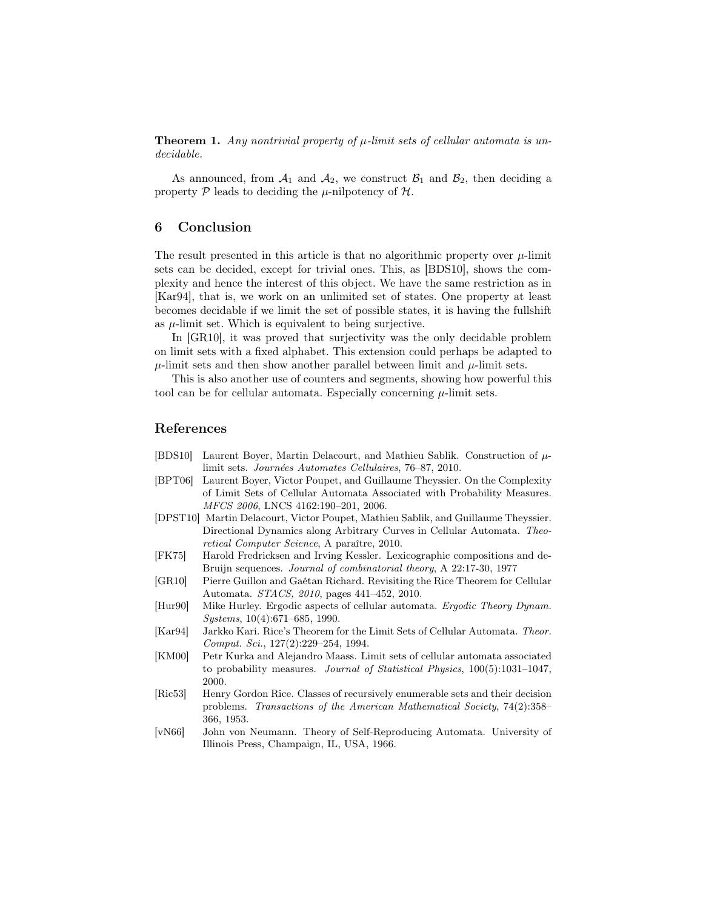**Theorem 1.** *Any nontrivial property of $\mu$-limit sets of cellular automata is undecidable.*

As announced, from $\mathcal{A}_1$ and $\mathcal{A}_2$, we construct $\mathcal{B}_1$ and $\mathcal{B}_2$, then deciding a property $\mathcal{P}$ leads to deciding the $\mu$-nilpotency of $\mathcal{H}$.

## 6 Conclusion

The result presented in this article is that no algorithmic property over $\mu$-limit sets can be decided, except for trivial ones. This, as [BDS10], shows the complexity and hence the interest of this object. We have the same restriction as in [Kar94], that is, we work on an unlimited set of states. One property at least becomes decidable if we limit the set of possible states, it is having the fullshift as $\mu$-limit set. Which is equivalent to being surjective.

In [GR10], it was proved that surjectivity was the only decidable problem on limit sets with a fixed alphabet. This extension could perhaps be adapted to $\mu$-limit sets and then show another parallel between limit and $\mu$-limit sets.

This is also another use of counters and segments, showing how powerful this tool can be for cellular automata. Especially concerning $\mu$-limit sets.

## References

- [BDS10] Laurent Boyer, Martin Delacourt, and Mathieu Sablik. Construction of $\mu$-limit sets. *Journées Automates Cellulaires*, 76–87, 2010.
- [BPT06] Laurent Boyer, Victor Poupet, and Guillaume Theyssier. On the Complexity of Limit Sets of Cellular Automata Associated with Probability Measures. *MFCS 2006*, LNCS 4162:190–201, 2006.
- [DPST10] Martin Delacourt, Victor Poupet, Mathieu Sablik, and Guillaume Theyssier. Directional Dynamics along Arbitrary Curves in Cellular Automata. *Theoretical Computer Science*, A paraître, 2010.
- [FK75] Harold Fredricksen and Irving Kessler. Lexicographic compositions and de-Bruijn sequences. *Journal of combinatorial theory*, A 22:17-30, 1977
- [GR10] Pierre Guillon and Gaétan Richard. Revisiting the Rice Theorem for Cellular Automata. *STACS, 2010*, pages 441–452, 2010.
- [Hur90] Mike Hurley. Ergodic aspects of cellular automata. *Ergodic Theory Dynam. Systems*, 10(4):671–685, 1990.
- [Kar94] Jarkko Kari. Rice's Theorem for the Limit Sets of Cellular Automata. *Theor. Comput. Sci.*, 127(2):229–254, 1994.
- [KM00] Petr Kurka and Alejandro Maass. Limit sets of cellular automata associated to probability measures. *Journal of Statistical Physics*, 100(5):1031–1047, 2000.
- [Ric53] Henry Gordon Rice. Classes of recursively enumerable sets and their decision problems. *Transactions of the American Mathematical Society*, 74(2):358–366, 1953.
- [vN66] John von Neumann. Theory of Self-Reproducing Automata. University of Illinois Press, Champaign, IL, USA, 1966.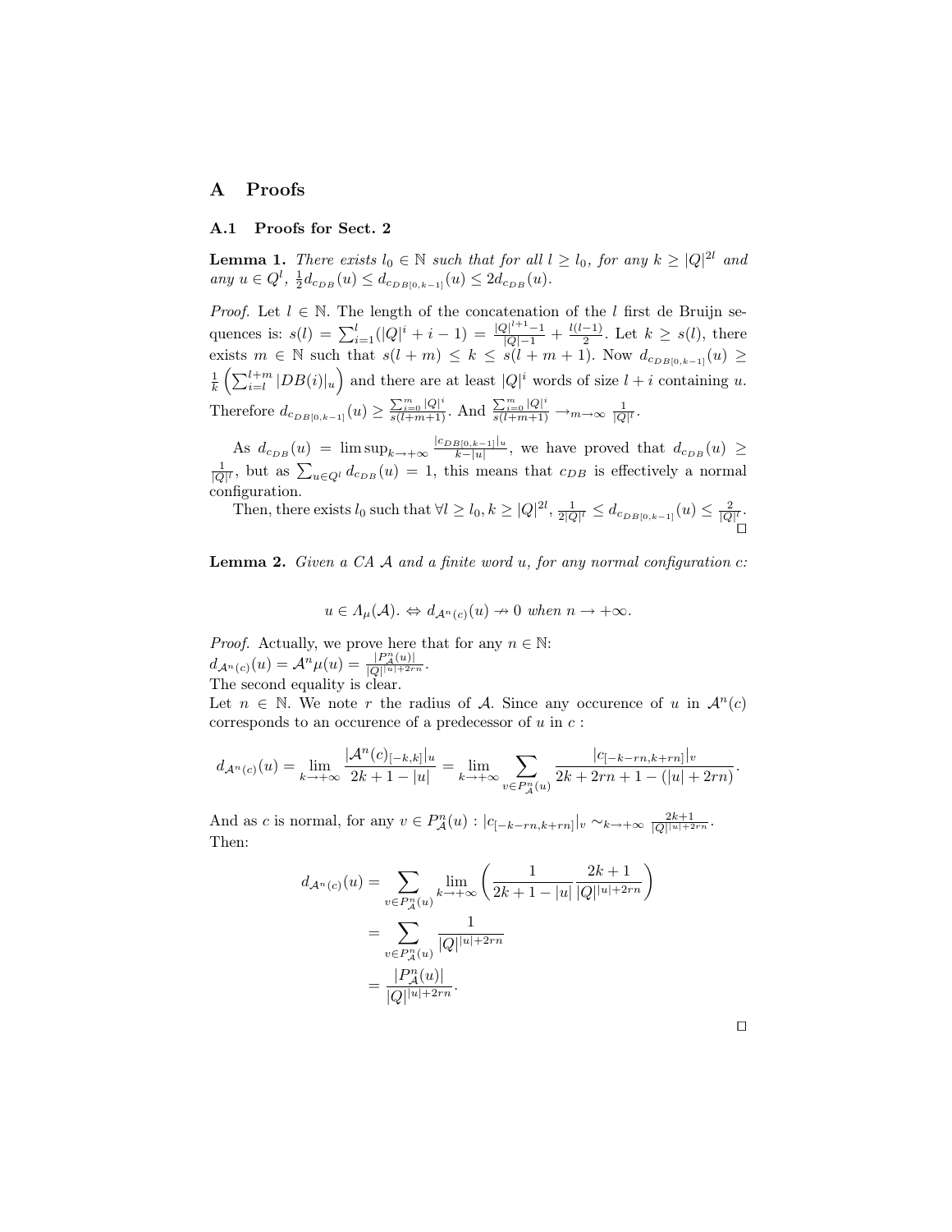# A Proofs

## A.1 Proofs for Sect. 2

**Lemma 1.** *There exists $l_0 \in \mathbb{N}$ such that for all $l \geq l_0$, for any $k \geq |Q|^{2l}$ and any $u \in Q^l$, $\frac{1}{2} d_{c_{DB}}(u) \leq d_{c_{DB[0,k-1]}}(u) \leq 2 d_{c_{DB}}(u)$.*

*Proof.* Let $l \in \mathbb{N}$. The length of the concatenation of the $l$ first de Bruijn sequences is: $s(l) = \sum_{i=1}^{l}(|Q|^i + i - 1) = \frac{|Q|^{l+1}-1}{|Q|-1} + \frac{l(l-1)}{2}$. Let $k \geq s(l)$, there exists $m \in \mathbb{N}$ such that $s(l+m) \leq k \leq s(l+m+1)$. Now $d_{c_{DB[0,k-1]}}(u) \geq \frac{1}{k}\left(\sum_{i=l}^{l+m} |DB(i)|_u\right)$ and there are at least $|Q|^i$ words of size $l+i$ containing $u$. Therefore $d_{c_{DB[0,k-1]}}(u) \geq \frac{\sum_{i=0}^{m}|Q|^i}{s(l+m+1)}$. And $\frac{\sum_{i=0}^{m}|Q|^i}{s(l+m+1)} \to_{m\to\infty} \frac{1}{|Q|^l}$.

As $d_{c_{DB}}(u) = \limsup_{k\to+\infty} \frac{|c_{DB[0,k-1]}|_u}{k-|u|}$, we have proved that $d_{c_{DB}}(u) \geq \frac{1}{|Q|^l}$, but as $\sum_{u\in Q^l} d_{c_{DB}}(u) = 1$, this means that $c_{DB}$ is effectively a normal configuration.

Then, there exists $l_0$ such that $\forall l \geq l_0, k \geq |Q|^{2l}$, $\frac{1}{2|Q|^l} \leq d_{c_{DB[0,k-1]}}(u) \leq \frac{2}{|Q|^l}$. □

**Lemma 2.** *Given a CA $\mathcal{A}$ and a finite word $u$, for any normal configuration $c$:*

$$u \in \Lambda_\mu(\mathcal{A}). \Leftrightarrow d_{\mathcal{A}^n(c)}(u) \nrightarrow 0 \text{ when } n \to +\infty.$$

*Proof.* Actually, we prove here that for any $n \in \mathbb{N}$:
$d_{\mathcal{A}^n(c)}(u) = \mathcal{A}^n\mu(u) = \frac{|P^n_{\mathcal{A}}(u)|}{|Q|^{|u|+2rn}}$.
The second equality is clear.
Let $n \in \mathbb{N}$. We note $r$ the radius of $\mathcal{A}$. Since any occurence of $u$ in $\mathcal{A}^n(c)$ corresponds to an occurence of a predecessor of $u$ in $c$ :

$$d_{\mathcal{A}^n(c)}(u) = \lim_{k\to+\infty} \frac{|\mathcal{A}^n(c)_{[-k,k]}|_u}{2k+1-|u|} = \lim_{k\to+\infty} \sum_{v\in P^n_{\mathcal{A}}(u)} \frac{|c_{[-k-rn,k+rn]}|_v}{2k+2rn+1-(|u|+2rn)}.$$

And as $c$ is normal, for any $v \in P^n_{\mathcal{A}}(u)$ : $|c_{[-k-rn,k+rn]}|_v \sim_{k\to+\infty} \frac{2k+1}{|Q|^{|u|+2rn}}$.
Then:

$$\begin{aligned} d_{\mathcal{A}^n(c)}(u) &= \sum_{v\in P^n_{\mathcal{A}}(u)} \lim_{k\to+\infty} \left(\frac{1}{2k+1-|u|}\frac{2k+1}{|Q|^{|u|+2rn}}\right) \\ &= \sum_{v\in P^n_{\mathcal{A}}(u)} \frac{1}{|Q|^{|u|+2rn}} \\ &= \frac{|P^n_{\mathcal{A}}(u)|}{|Q|^{|u|+2rn}}. \end{aligned}$$

□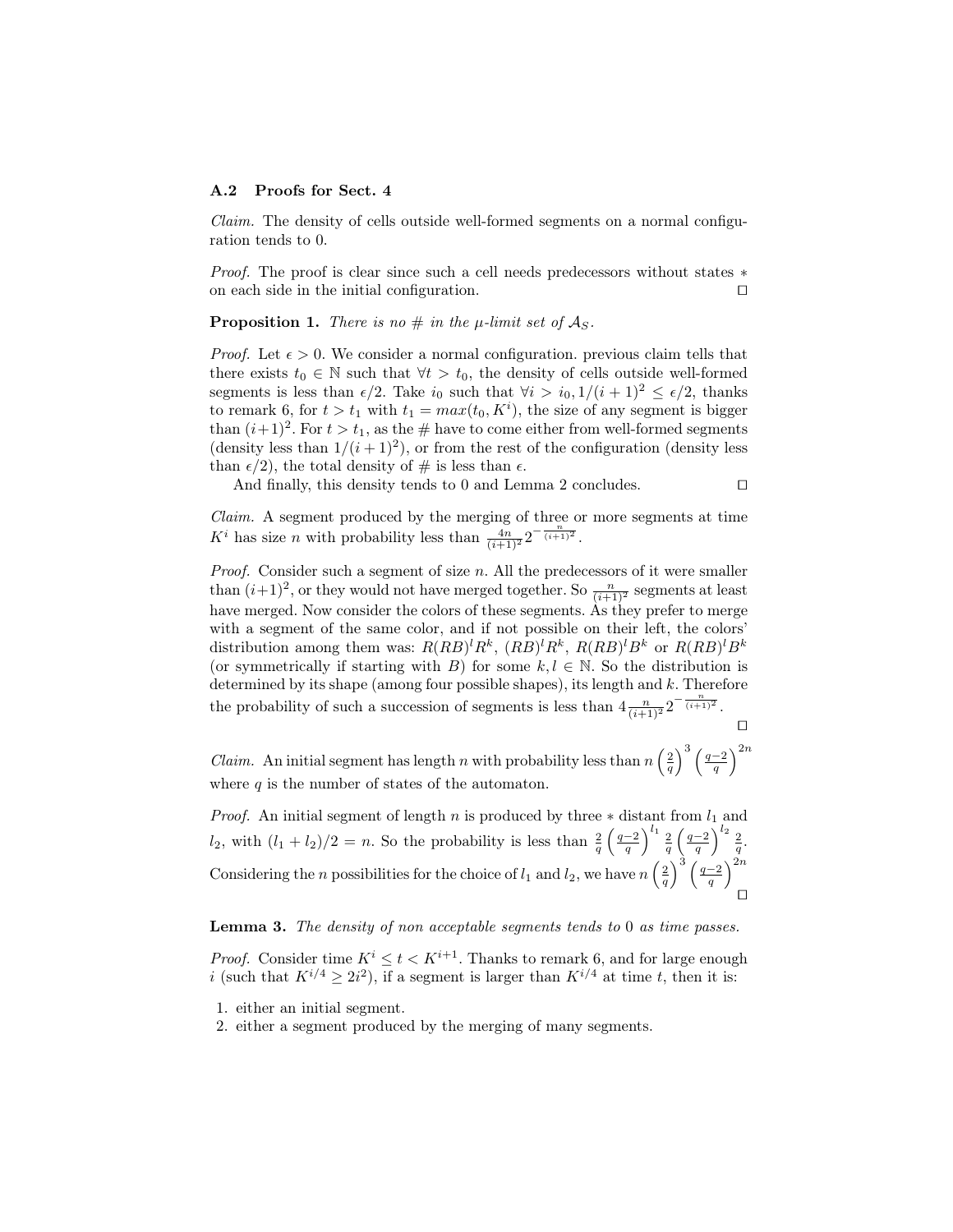### A.2 Proofs for Sect. 4

*Claim.* The density of cells outside well-formed segments on a normal configuration tends to 0.

*Proof.* The proof is clear since such a cell needs predecessors without states $*$ on each side in the initial configuration. ☐

**Proposition 1.** *There is no # in the μ-limit set of $\mathcal{A}_S$.*

*Proof.* Let $\epsilon > 0$. We consider a normal configuration. previous claim tells that there exists $t_0 \in \mathbb{N}$ such that $\forall t > t_0$, the density of cells outside well-formed segments is less than $\epsilon/2$. Take $i_0$ such that $\forall i > i_0, 1/(i+1)^2 \leq \epsilon/2$, thanks to remark 6, for $t > t_1$ with $t_1 = max(t_0, K^i)$, the size of any segment is bigger than $(i+1)^2$. For $t > t_1$, as the # have to come either from well-formed segments (density less than $1/(i+1)^2$), or from the rest of the configuration (density less than $\epsilon/2$), the total density of # is less than $\epsilon$.

And finally, this density tends to 0 and Lemma 2 concludes. ☐

*Claim.* A segment produced by the merging of three or more segments at time $K^i$ has size $n$ with probability less than $\frac{4n}{(i+1)^2} 2^{-\frac{n}{(i+1)^2}}$.

*Proof.* Consider such a segment of size $n$. All the predecessors of it were smaller than $(i+1)^2$, or they would not have merged together. So $\frac{n}{(i+1)^2}$ segments at least have merged. Now consider the colors of these segments. As they prefer to merge with a segment of the same color, and if not possible on their left, the colors' distribution among them was: $R(RB)^l R^k$, $(RB)^l R^k$, $R(RB)^l B^k$ or $R(RB)^l B^k$ (or symmetrically if starting with $B$) for some $k, l \in \mathbb{N}$. So the distribution is determined by its shape (among four possible shapes), its length and $k$. Therefore the probability of such a succession of segments is less than $4\frac{n}{(i+1)^2} 2^{-\frac{n}{(i+1)^2}}$. ☐

*Claim.* An initial segment has length $n$ with probability less than $n\left(\frac{2}{q}\right)^3 \left(\frac{q-2}{q}\right)^{2n}$ where $q$ is the number of states of the automaton.

*Proof.* An initial segment of length $n$ is produced by three $*$ distant from $l_1$ and $l_2$, with $(l_1 + l_2)/2 = n$. So the probability is less than $\frac{2}{q}\left(\frac{q-2}{q}\right)^{l_1} \frac{2}{q}\left(\frac{q-2}{q}\right)^{l_2} \frac{2}{q}$. Considering the $n$ possibilities for the choice of $l_1$ and $l_2$, we have $n\left(\frac{2}{q}\right)^3 \left(\frac{q-2}{q}\right)^{2n}$ ☐

**Lemma 3.** *The density of non acceptable segments tends to 0 as time passes.*

*Proof.* Consider time $K^i \leq t < K^{i+1}$. Thanks to remark 6, and for large enough $i$ (such that $K^{i/4} \geq 2i^2$), if a segment is larger than $K^{i/4}$ at time $t$, then it is:

1. either an initial segment.
2. either a segment produced by the merging of many segments.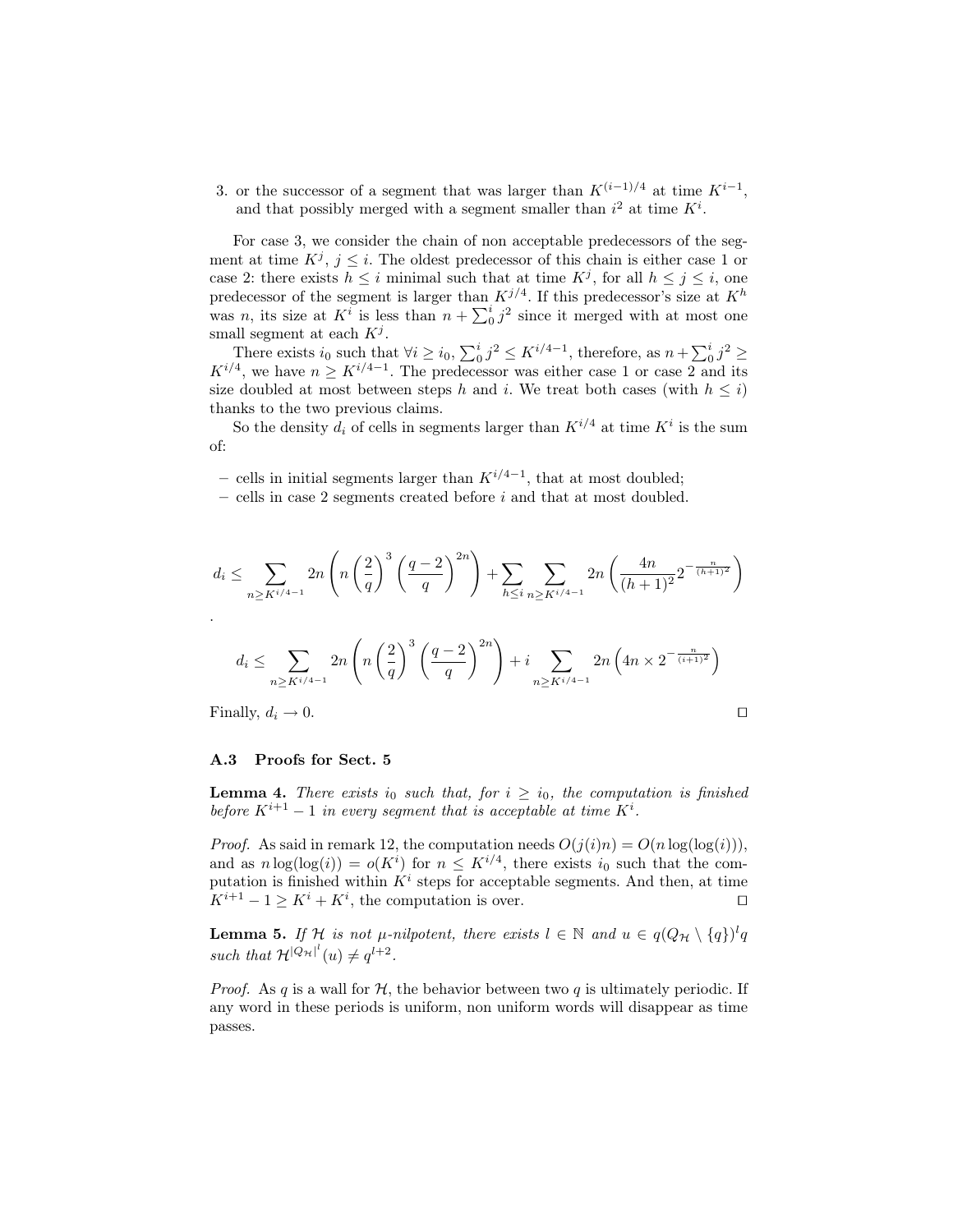3. or the successor of a segment that was larger than $K^{(i-1)/4}$ at time $K^{i-1}$, and that possibly merged with a segment smaller than $i^2$ at time $K^i$.

For case 3, we consider the chain of non acceptable predecessors of the segment at time $K^j$, $j \leq i$. The oldest predecessor of this chain is either case 1 or case 2: there exists $h \leq i$ minimal such that at time $K^j$, for all $h \leq j \leq i$, one predecessor of the segment is larger than $K^{j/4}$. If this predecessor's size at $K^h$ was $n$, its size at $K^i$ is less than $n + \sum_0^i j^2$ since it merged with at most one small segment at each $K^j$.

There exists $i_0$ such that $\forall i \geq i_0$, $\sum_0^i j^2 \leq K^{i/4-1}$, therefore, as $n + \sum_0^i j^2 \geq K^{i/4}$, we have $n \geq K^{i/4-1}$. The predecessor was either case 1 or case 2 and its size doubled at most between steps $h$ and $i$. We treat both cases (with $h \leq i$) thanks to the two previous claims.

So the density $d_i$ of cells in segments larger than $K^{i/4}$ at time $K^i$ is the sum of:

- cells in initial segments larger than $K^{i/4-1}$, that at most doubled;
- cells in case 2 segments created before $i$ and that at most doubled.

$$d_i \leq \sum_{n \geq K^{i/4-1}} 2n \left( n \left(\frac{2}{q}\right)^3 \left(\frac{q-2}{q}\right)^{2n} \right) + \sum_{h \leq i} \sum_{n \geq K^{i/4-1}} 2n \left( \frac{4n}{(h+1)^2} 2^{-\frac{n}{(h+1)^2}} \right)$$

.

$$d_i \leq \sum_{n \geq K^{i/4-1}} 2n \left( n \left(\frac{2}{q}\right)^3 \left(\frac{q-2}{q}\right)^{2n} \right) + i \sum_{n \geq K^{i/4-1}} 2n \left( 4n \times 2^{-\frac{n}{(i+1)^2}} \right)$$

Finally, $d_i \to 0$. □

### A.3 Proofs for Sect. 5

**Lemma 4.** *There exists $i_0$ such that, for $i \geq i_0$, the computation is finished before $K^{i+1} - 1$ in every segment that is acceptable at time $K^i$.*

*Proof.* As said in remark 12, the computation needs $O(j(i)n) = O(n \log(\log(i)))$, and as $n \log(\log(i)) = o(K^i)$ for $n \leq K^{i/4}$, there exists $i_0$ such that the computation is finished within $K^i$ steps for acceptable segments. And then, at time $K^{i+1} - 1 \geq K^i + K^i$, the computation is over. □

**Lemma 5.** *If $\mathcal{H}$ is not $\mu$-nilpotent, there exists $l \in \mathbb{N}$ and $u \in q(Q_{\mathcal{H}} \setminus \{q\})^l q$ such that $\mathcal{H}^{|Q_{\mathcal{H}}|^l}(u) \neq q^{l+2}$.*

*Proof.* As $q$ is a wall for $\mathcal{H}$, the behavior between two $q$ is ultimately periodic. If any word in these periods is uniform, non uniform words will disappear as time passes.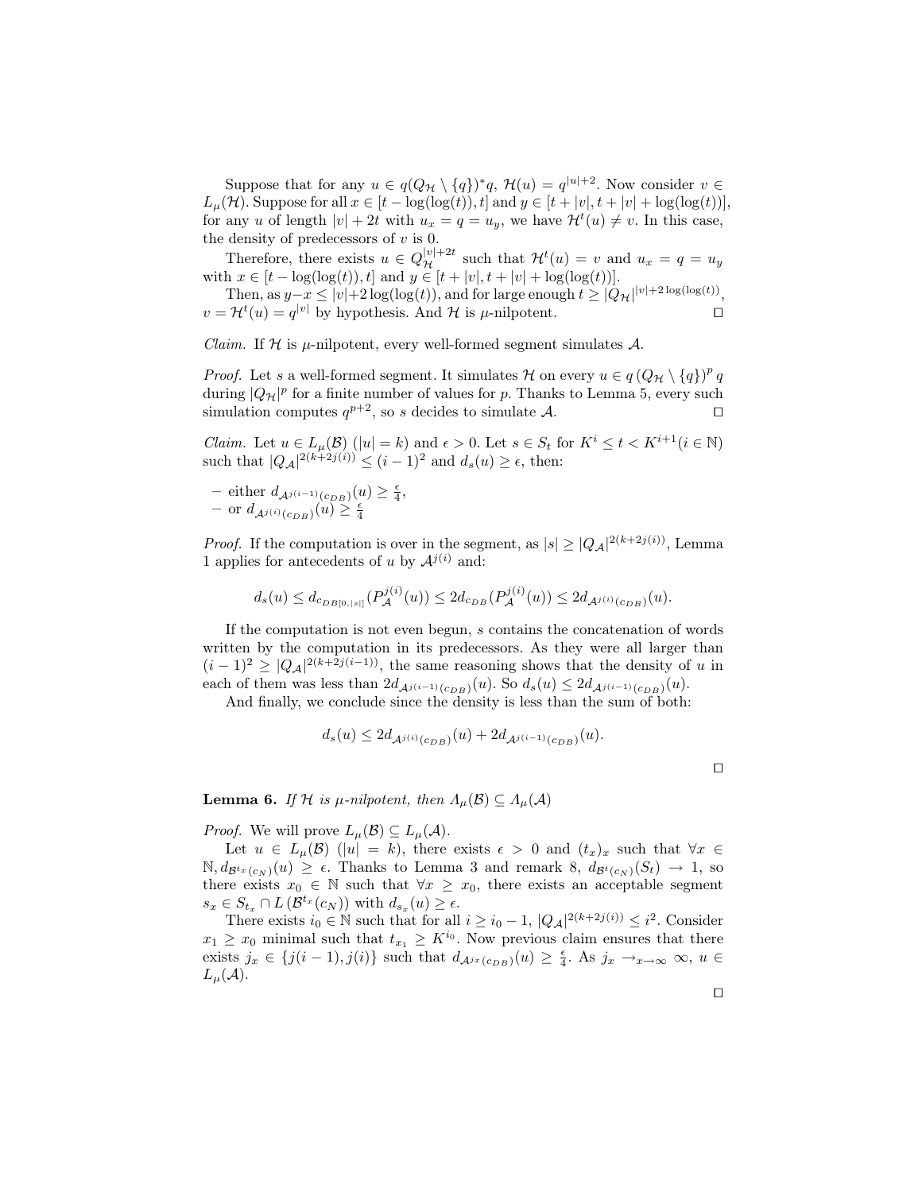Suppose that for any $u \in q(Q_{\mathcal{H}} \setminus \{q\})^* q$, $\mathcal{H}(u) = q^{|u|+2}$. Now consider $v \in L_\mu(\mathcal{H})$. Suppose for all $x \in [t - \log(\log(t)), t]$ and $y \in [t + |v|, t + |v| + \log(\log(t))]$, for any $u$ of length $|v| + 2t$ with $u_x = q = u_y$, we have $\mathcal{H}^t(u) \neq v$. In this case, the density of predecessors of $v$ is 0.

Therefore, there exists $u \in Q_{\mathcal{H}}^{|v|+2t}$ such that $\mathcal{H}^t(u) = v$ and $u_x = q = u_y$ with $x \in [t - \log(\log(t)), t]$ and $y \in [t + |v|, t + |v| + \log(\log(t))]$.

Then, as $y - x \leq |v| + 2\log(\log(t))$, and for large enough $t \geq |Q_{\mathcal{H}}|^{|v|+2\log(\log(t))}$, $v = \mathcal{H}^t(u) = q^{|v|}$ by hypothesis. And $\mathcal{H}$ is $\mu$-nilpotent. $\square$

*Claim.* If $\mathcal{H}$ is $\mu$-nilpotent, every well-formed segment simulates $\mathcal{A}$.

*Proof.* Let $s$ a well-formed segment. It simulates $\mathcal{H}$ on every $u \in q\,(Q_{\mathcal{H}} \setminus \{q\})^p\, q$ during $|Q_{\mathcal{H}}|^p$ for a finite number of values for $p$. Thanks to Lemma 5, every such simulation computes $q^{p+2}$, so $s$ decides to simulate $\mathcal{A}$. $\square$

*Claim.* Let $u \in L_\mu(\mathcal{B})$ ($|u| = k$) and $\epsilon > 0$. Let $s \in S_t$ for $K^i \leq t < K^{i+1} (i \in \mathbb{N})$ such that $|Q_{\mathcal{A}}|^{2(k+2j(i))} \leq (i-1)^2$ and $d_s(u) \geq \epsilon$, then:

- either $d_{\mathcal{A}^{j(i-1)}(c_{DB})}(u) \geq \frac{\epsilon}{4}$,
- or $d_{\mathcal{A}^{j(i)}(c_{DB})}(u) \geq \frac{\epsilon}{4}$

*Proof.* If the computation is over in the segment, as $|s| \geq |Q_{\mathcal{A}}|^{2(k+2j(i))}$, Lemma 1 applies for antecedents of $u$ by $\mathcal{A}^{j(i)}$ and:

$$d_s(u) \leq d_{c_{DB[0,|s|]}}(P_{\mathcal{A}}^{j(i)}(u)) \leq 2 d_{c_{DB}}(P_{\mathcal{A}}^{j(i)}(u)) \leq 2 d_{\mathcal{A}^{j(i)}(c_{DB})}(u).$$

If the computation is not even begun, $s$ contains the concatenation of words written by the computation in its predecessors. As they were all larger than $(i-1)^2 \geq |Q_{\mathcal{A}}|^{2(k+2j(i-1))}$, the same reasoning shows that the density of $u$ in each of them was less than $2d_{\mathcal{A}^{j(i-1)}(c_{DB})}(u)$. So $d_s(u) \leq 2d_{\mathcal{A}^{j(i-1)}(c_{DB})}(u)$.

And finally, we conclude since the density is less than the sum of both:

$$d_s(u) \leq 2d_{\mathcal{A}^{j(i)}(c_{DB})}(u) + 2d_{\mathcal{A}^{j(i-1)}(c_{DB})}(u).$$

$\square$

**Lemma 6.** *If $\mathcal{H}$ is $\mu$-nilpotent, then $\Lambda_\mu(\mathcal{B}) \subseteq \Lambda_\mu(\mathcal{A})$*

*Proof.* We will prove $L_\mu(\mathcal{B}) \subseteq L_\mu(\mathcal{A})$.

Let $u \in L_\mu(\mathcal{B})$ ($|u| = k$), there exists $\epsilon > 0$ and $(t_x)_x$ such that $\forall x \in \mathbb{N}, d_{\mathcal{B}^{t_x}(c_N)}(u) \geq \epsilon$. Thanks to Lemma 3 and remark 8, $d_{\mathcal{B}^t(c_N)}(S_t) \to 1$, so there exists $x_0 \in \mathbb{N}$ such that $\forall x \geq x_0$, there exists an acceptable segment $s_x \in S_{t_x} \cap L(\mathcal{B}^{t_x}(c_N))$ with $d_{s_x}(u) \geq \epsilon$.

There exists $i_0 \in \mathbb{N}$ such that for all $i \geq i_0 - 1$, $|Q_{\mathcal{A}}|^{2(k+2j(i))} \leq i^2$. Consider $x_1 \geq x_0$ minimal such that $t_{x_1} \geq K^{i_0}$. Now previous claim ensures that there exists $j_x \in \{j(i-1), j(i)\}$ such that $d_{\mathcal{A}^{j_x}(c_{DB})}(u) \geq \frac{\epsilon}{4}$. As $j_x \to_{x \to \infty} \infty$, $u \in L_\mu(\mathcal{A})$.

$\square$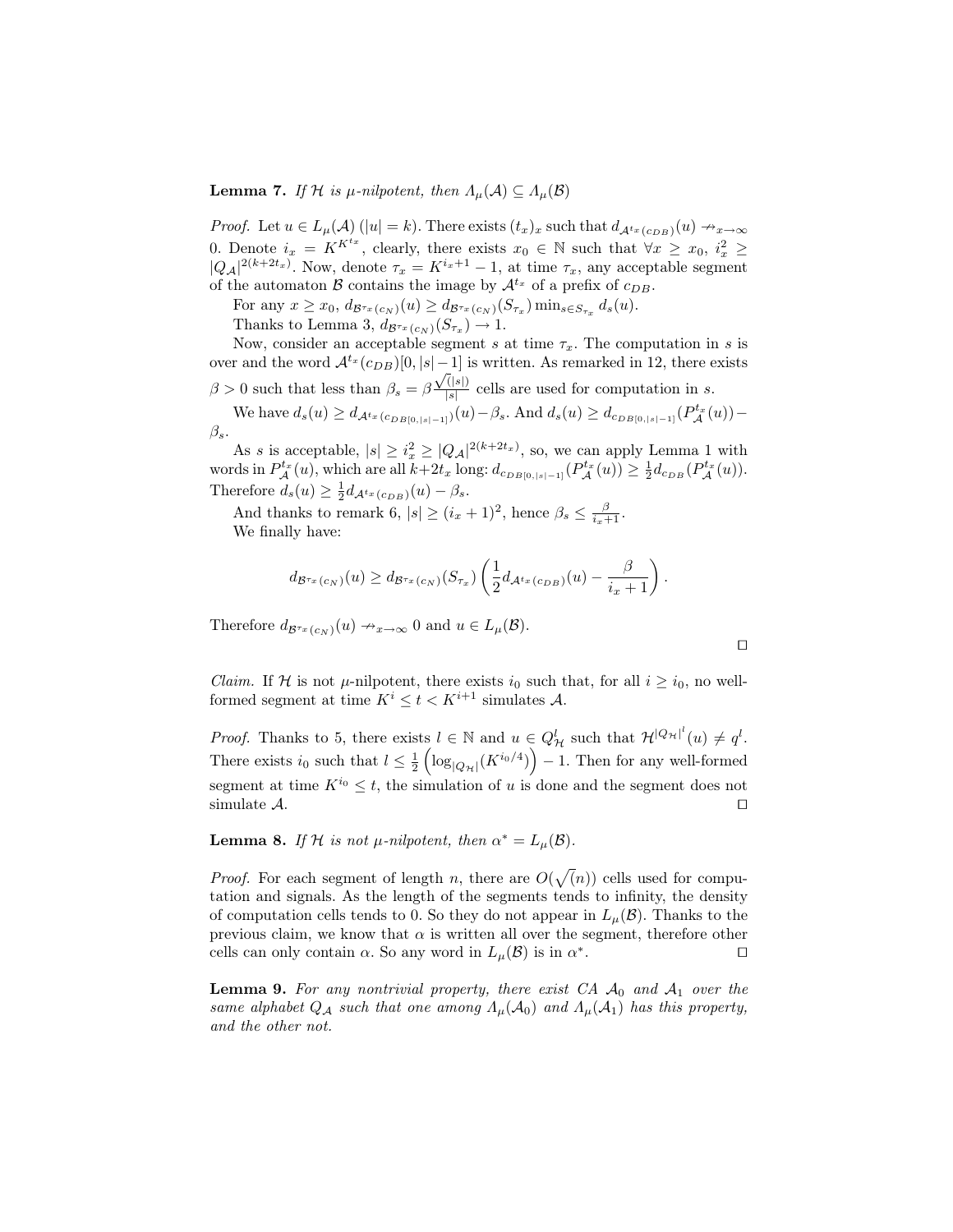**Lemma 7.** *If $\mathcal{H}$ is $\mu$-nilpotent, then $\Lambda_\mu(\mathcal{A}) \subseteq \Lambda_\mu(\mathcal{B})$*

*Proof.* Let $u \in L_\mu(\mathcal{A})$ ($|u| = k$). There exists $(t_x)_x$ such that $d_{\mathcal{A}^{t_x}(c_{DB})}(u) \nrightarrow_{x\to\infty} 0$. Denote $i_x = K^{K^{t_x}}$, clearly, there exists $x_0 \in \mathbb{N}$ such that $\forall x \geq x_0$, $i_x^2 \geq |Q_\mathcal{A}|^{2(k+2t_x)}$. Now, denote $\tau_x = K^{i_x+1} - 1$, at time $\tau_x$, any acceptable segment of the automaton $\mathcal{B}$ contains the image by $\mathcal{A}^{t_x}$ of a prefix of $c_{DB}$.

For any $x \geq x_0$, $d_{\mathcal{B}^{\tau_x}(c_N)}(u) \geq d_{\mathcal{B}^{\tau_x}(c_N)}(S_{\tau_x}) \min_{s\in S_{\tau_x}} d_s(u)$.

Thanks to Lemma 3, $d_{\mathcal{B}^{\tau_x}(c_N)}(S_{\tau_x}) \to 1$.

Now, consider an acceptable segment $s$ at time $\tau_x$. The computation in $s$ is over and the word $\mathcal{A}^{t_x}(c_{DB})[0, |s|-1]$ is written. As remarked in 12, there exists $\beta > 0$ such that less than $\beta_s = \beta\frac{\sqrt{(|s|)}}{|s|}$ cells are used for computation in $s$.

We have $d_s(u) \geq d_{\mathcal{A}^{t_x}(c_{DB[0,|s|-1]})}(u) - \beta_s$. And $d_s(u) \geq d_{c_{DB[0,|s|-1]}}(P_\mathcal{A}^{t_x}(u)) - \beta_s$.

As $s$ is acceptable, $|s| \geq i_x^2 \geq |Q_\mathcal{A}|^{2(k+2t_x)}$, so, we can apply Lemma 1 with words in $P_\mathcal{A}^{t_x}(u)$, which are all $k+2t_x$ long: $d_{c_{DB[0,|s|-1]}}(P_\mathcal{A}^{t_x}(u)) \geq \frac{1}{2}d_{c_{DB}}(P_\mathcal{A}^{t_x}(u))$. Therefore $d_s(u) \geq \frac{1}{2}d_{\mathcal{A}^{t_x}(c_{DB})}(u) - \beta_s$.

And thanks to remark 6, $|s| \geq (i_x+1)^2$, hence $\beta_s \leq \frac{\beta}{i_x+1}$.

We finally have:

$$d_{\mathcal{B}^{\tau_x}(c_N)}(u) \geq d_{\mathcal{B}^{\tau_x}(c_N)}(S_{\tau_x})\left(\frac{1}{2}d_{\mathcal{A}^{t_x}(c_{DB})}(u) - \frac{\beta}{i_x+1}\right).$$

Therefore $d_{\mathcal{B}^{\tau_x}(c_N)}(u) \nrightarrow_{x\to\infty} 0$ and $u \in L_\mu(\mathcal{B})$. □

*Claim.* If $\mathcal{H}$ is not $\mu$-nilpotent, there exists $i_0$ such that, for all $i \geq i_0$, no well-formed segment at time $K^i \leq t < K^{i+1}$ simulates $\mathcal{A}$.

*Proof.* Thanks to 5, there exists $l \in \mathbb{N}$ and $u \in Q_\mathcal{H}^l$ such that $\mathcal{H}^{|Q_\mathcal{H}|^l}(u) \neq q^l$. There exists $i_0$ such that $l \leq \frac{1}{2}\left(\log_{|Q_\mathcal{H}|}(K^{i_0/4})\right) - 1$. Then for any well-formed segment at time $K^{i_0} \leq t$, the simulation of $u$ is done and the segment does not simulate $\mathcal{A}$. □

**Lemma 8.** *If $\mathcal{H}$ is not $\mu$-nilpotent, then $\alpha^* = L_\mu(\mathcal{B})$.*

*Proof.* For each segment of length $n$, there are $O(\sqrt{(n)})$ cells used for computation and signals. As the length of the segments tends to infinity, the density of computation cells tends to 0. So they do not appear in $L_\mu(\mathcal{B})$. Thanks to the previous claim, we know that $\alpha$ is written all over the segment, therefore other cells can only contain $\alpha$. So any word in $L_\mu(\mathcal{B})$ is in $\alpha^*$. □

**Lemma 9.** *For any nontrivial property, there exist CA $\mathcal{A}_0$ and $\mathcal{A}_1$ over the same alphabet $Q_\mathcal{A}$ such that one among $\Lambda_\mu(\mathcal{A}_0)$ and $\Lambda_\mu(\mathcal{A}_1)$ has this property, and the other not.*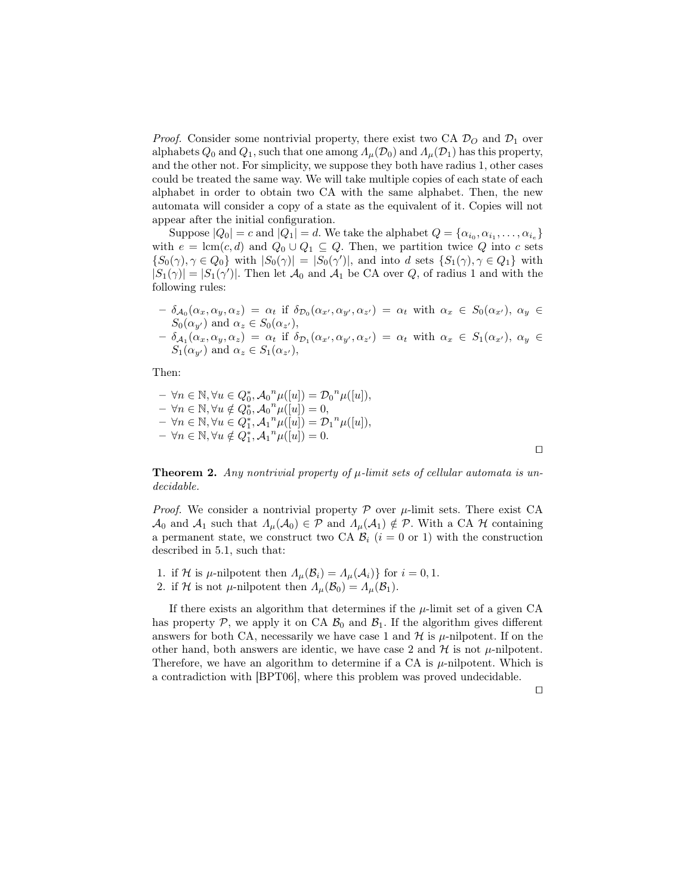*Proof.* Consider some nontrivial property, there exist two CA $\mathcal{D}_O$ and $\mathcal{D}_1$ over alphabets $Q_0$ and $Q_1$, such that one among $\Lambda_\mu(\mathcal{D}_0)$ and $\Lambda_\mu(\mathcal{D}_1)$ has this property, and the other not. For simplicity, we suppose they both have radius 1, other cases could be treated the same way. We will take multiple copies of each state of each alphabet in order to obtain two CA with the same alphabet. Then, the new automata will consider a copy of a state as the equivalent of it. Copies will not appear after the initial configuration.

Suppose $|Q_0| = c$ and $|Q_1| = d$. We take the alphabet $Q = \{\alpha_{i_0}, \alpha_{i_1}, \dots, \alpha_{i_e}\}$ with $e = \text{lcm}(c, d)$ and $Q_0 \cup Q_1 \subseteq Q$. Then, we partition twice $Q$ into $c$ sets $\{S_0(\gamma), \gamma \in Q_0\}$ with $|S_0(\gamma)| = |S_0(\gamma')|$, and into $d$ sets $\{S_1(\gamma), \gamma \in Q_1\}$ with $|S_1(\gamma)| = |S_1(\gamma')|$. Then let $\mathcal{A}_0$ and $\mathcal{A}_1$ be CA over $Q$, of radius 1 and with the following rules:

- $\delta_{\mathcal{A}_0}(\alpha_x, \alpha_y, \alpha_z) = \alpha_t$ if $\delta_{\mathcal{D}_0}(\alpha_{x'}, \alpha_{y'}, \alpha_{z'}) = \alpha_t$ with $\alpha_x \in S_0(\alpha_{x'})$, $\alpha_y \in S_0(\alpha_{y'})$ and $\alpha_z \in S_0(\alpha_{z'})$,
- $\delta_{\mathcal{A}_1}(\alpha_x, \alpha_y, \alpha_z) = \alpha_t$ if $\delta_{\mathcal{D}_1}(\alpha_{x'}, \alpha_{y'}, \alpha_{z'}) = \alpha_t$ with $\alpha_x \in S_1(\alpha_{x'})$, $\alpha_y \in S_1(\alpha_{y'})$ and $\alpha_z \in S_1(\alpha_{z'})$,

Then:

- $\forall n \in \mathbb{N}, \forall u \in Q_0^*, {\mathcal{A}_0}^n\mu([u]) = {\mathcal{D}_0}^n\mu([u])$,
- $\forall n \in \mathbb{N}, \forall u \notin Q_0^*, {\mathcal{A}_0}^n\mu([u]) = 0$,
- $\forall n \in \mathbb{N}, \forall u \in Q_1^*, {\mathcal{A}_1}^n\mu([u]) = {\mathcal{D}_1}^n\mu([u])$,
- $\forall n \in \mathbb{N}, \forall u \notin Q_1^*, {\mathcal{A}_1}^n\mu([u]) = 0$.

□

**Theorem 2.** *Any nontrivial property of $\mu$-limit sets of cellular automata is undecidable.*

*Proof.* We consider a nontrivial property $\mathcal{P}$ over $\mu$-limit sets. There exist CA $\mathcal{A}_0$ and $\mathcal{A}_1$ such that $\Lambda_\mu(\mathcal{A}_0) \in \mathcal{P}$ and $\Lambda_\mu(\mathcal{A}_1) \notin \mathcal{P}$. With a CA $\mathcal{H}$ containing a permanent state, we construct two CA $\mathcal{B}_i$ ($i = 0$ or 1) with the construction described in 5.1, such that:

1. if $\mathcal{H}$ is $\mu$-nilpotent then $\Lambda_\mu(\mathcal{B}_i) = \Lambda_\mu(\mathcal{A}_i)\}$ for $i = 0, 1$.
2. if $\mathcal{H}$ is not $\mu$-nilpotent then $\Lambda_\mu(\mathcal{B}_0) = \Lambda_\mu(\mathcal{B}_1)$.

If there exists an algorithm that determines if the $\mu$-limit set of a given CA has property $\mathcal{P}$, we apply it on CA $\mathcal{B}_0$ and $\mathcal{B}_1$. If the algorithm gives different answers for both CA, necessarily we have case 1 and $\mathcal{H}$ is $\mu$-nilpotent. If on the other hand, both answers are identic, we have case 2 and $\mathcal{H}$ is not $\mu$-nilpotent. Therefore, we have an algorithm to determine if a CA is $\mu$-nilpotent. Which is a contradiction with [BPT06], where this problem was proved undecidable.

□